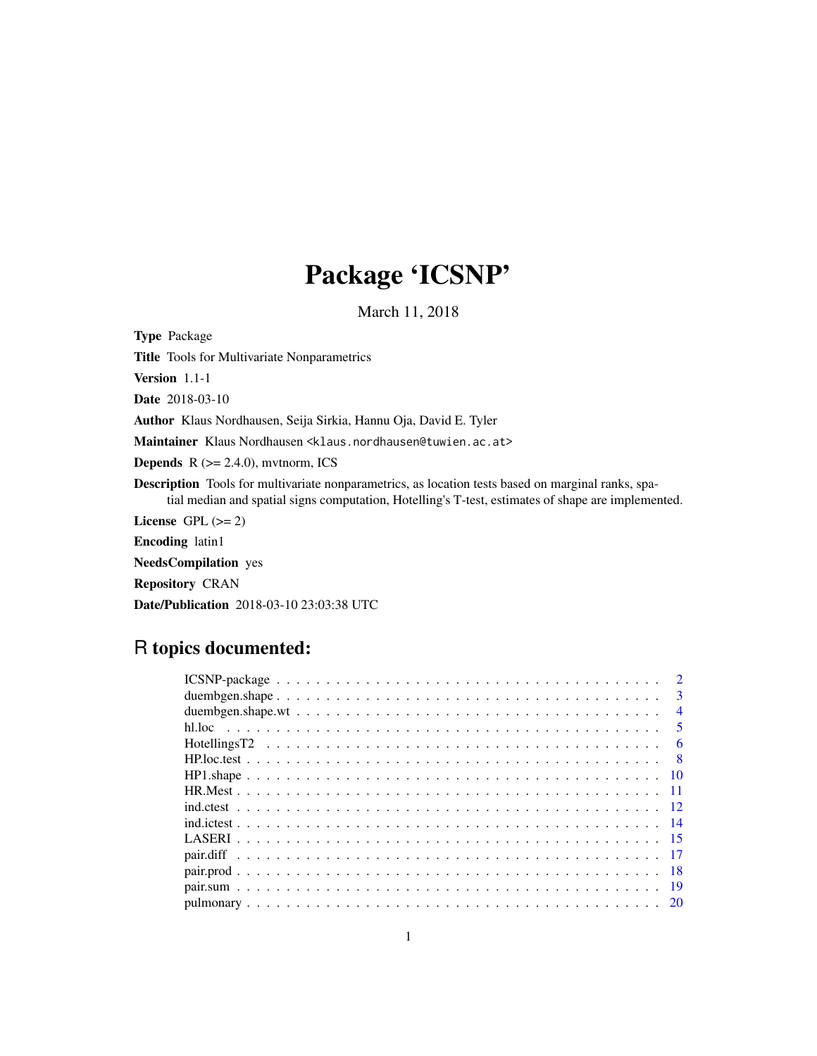# Package 'ICSNP'

March 11, 2018

**Type** Package

**Title** Tools for Multivariate Nonparametrics

**Version** 1.1-1

**Date** 2018-03-10

**Author** Klaus Nordhausen, Seija Sirkia, Hannu Oja, David E. Tyler

**Maintainer** Klaus Nordhausen <klaus.nordhausen@tuwien.ac.at>

**Depends** R (>= 2.4.0), mvtnorm, ICS

**Description** Tools for multivariate nonparametrics, as location tests based on marginal ranks, spatial median and spatial signs computation, Hotelling's T-test, estimates of shape are implemented.

**License** GPL (>= 2)

**Encoding** latin1

**NeedsCompilation** yes

**Repository** CRAN

**Date/Publication** 2018-03-10 23:03:38 UTC

## R topics documented:

| | |
|---|---|
| ICSNP-package | 2 |
| duembgen.shape | 3 |
| duembgen.shape.wt | 4 |
| hl.loc | 5 |
| HotellingsT2 | 6 |
| HP.loc.test | 8 |
| HP1.shape | 10 |
| HR.Mest | 11 |
| ind.ctest | 12 |
| ind.ictest | 14 |
| LASERI | 15 |
| pair.diff | 17 |
| pair.prod | 18 |
| pair.sum | 19 |
| pulmonary | 20 |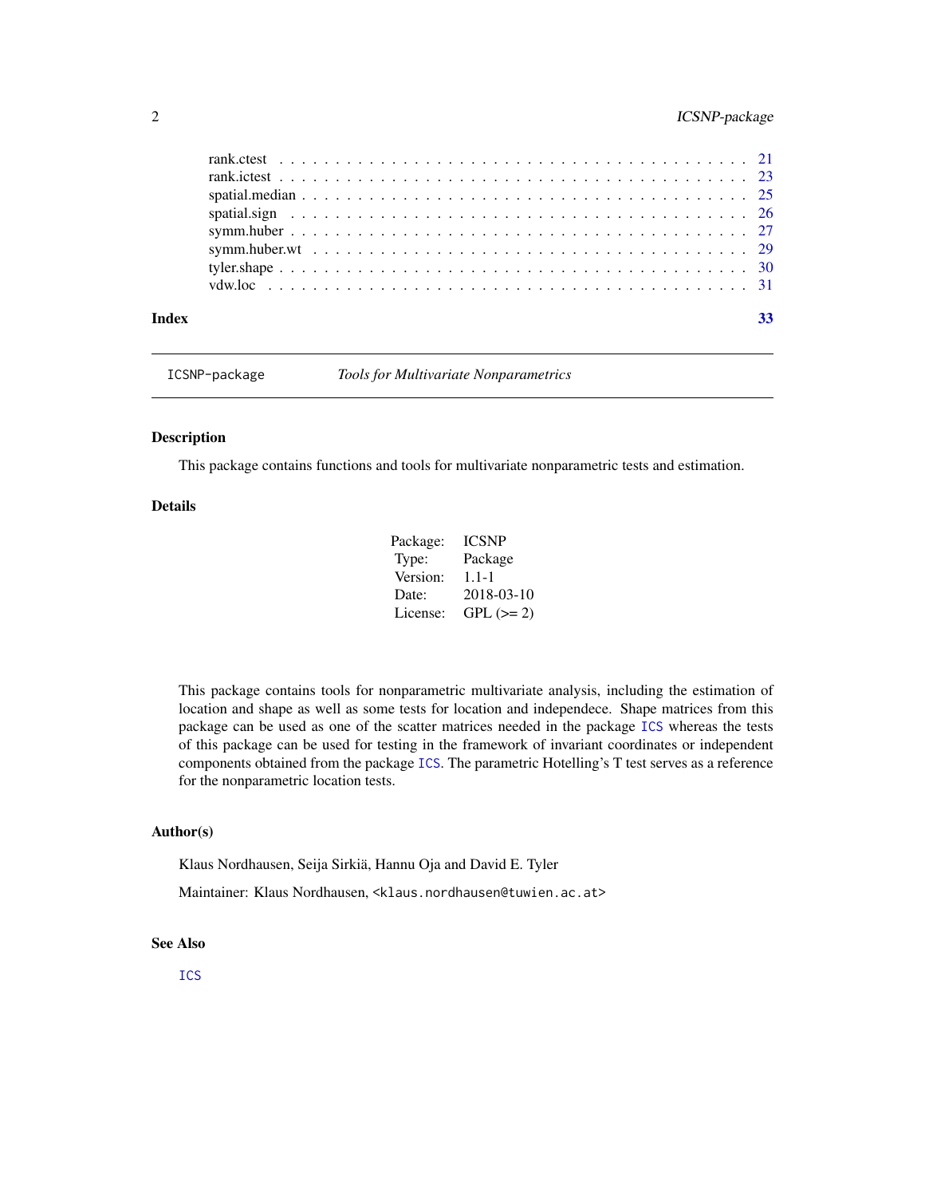rank.ctest . . . . . . . . . . . . . . . . . . . . . . . . . . . . . . . . . . . . . . . . 21
rank.ictest . . . . . . . . . . . . . . . . . . . . . . . . . . . . . . . . . . . . . . . 23
spatial.median . . . . . . . . . . . . . . . . . . . . . . . . . . . . . . . . . . . . . 25
spatial.sign . . . . . . . . . . . . . . . . . . . . . . . . . . . . . . . . . . . . . . . 26
symm.huber . . . . . . . . . . . . . . . . . . . . . . . . . . . . . . . . . . . . . . . 27
symm.huber.wt . . . . . . . . . . . . . . . . . . . . . . . . . . . . . . . . . . . . . 29
tyler.shape . . . . . . . . . . . . . . . . . . . . . . . . . . . . . . . . . . . . . . . 30
vdw.loc . . . . . . . . . . . . . . . . . . . . . . . . . . . . . . . . . . . . . . . . . 31

**Index** **33**

---

`ICSNP-package` *Tools for Multivariate Nonparametrics*

---

## Description

This package contains functions and tools for multivariate nonparametric tests and estimation.

## Details

| | |
|---|---|
| Package: | ICSNP |
| Type: | Package |
| Version: | 1.1-1 |
| Date: | 2018-03-10 |
| License: | GPL (>= 2) |

This package contains tools for nonparametric multivariate analysis, including the estimation of location and shape as well as some tests for location and independecе. Shape matrices from this package can be used as one of the scatter matrices needed in the package `ICS` whereas the tests of this package can be used for testing in the framework of invariant coordinates or independent components obtained from the package `ICS`. The parametric Hotelling's T test serves as a reference for the nonparametric location tests.

## Author(s)

Klaus Nordhausen, Seija Sirkiä, Hannu Oja and David E. Tyler

Maintainer: Klaus Nordhausen, `<klaus.nordhausen@tuwien.ac.at>`

## See Also

`ICS`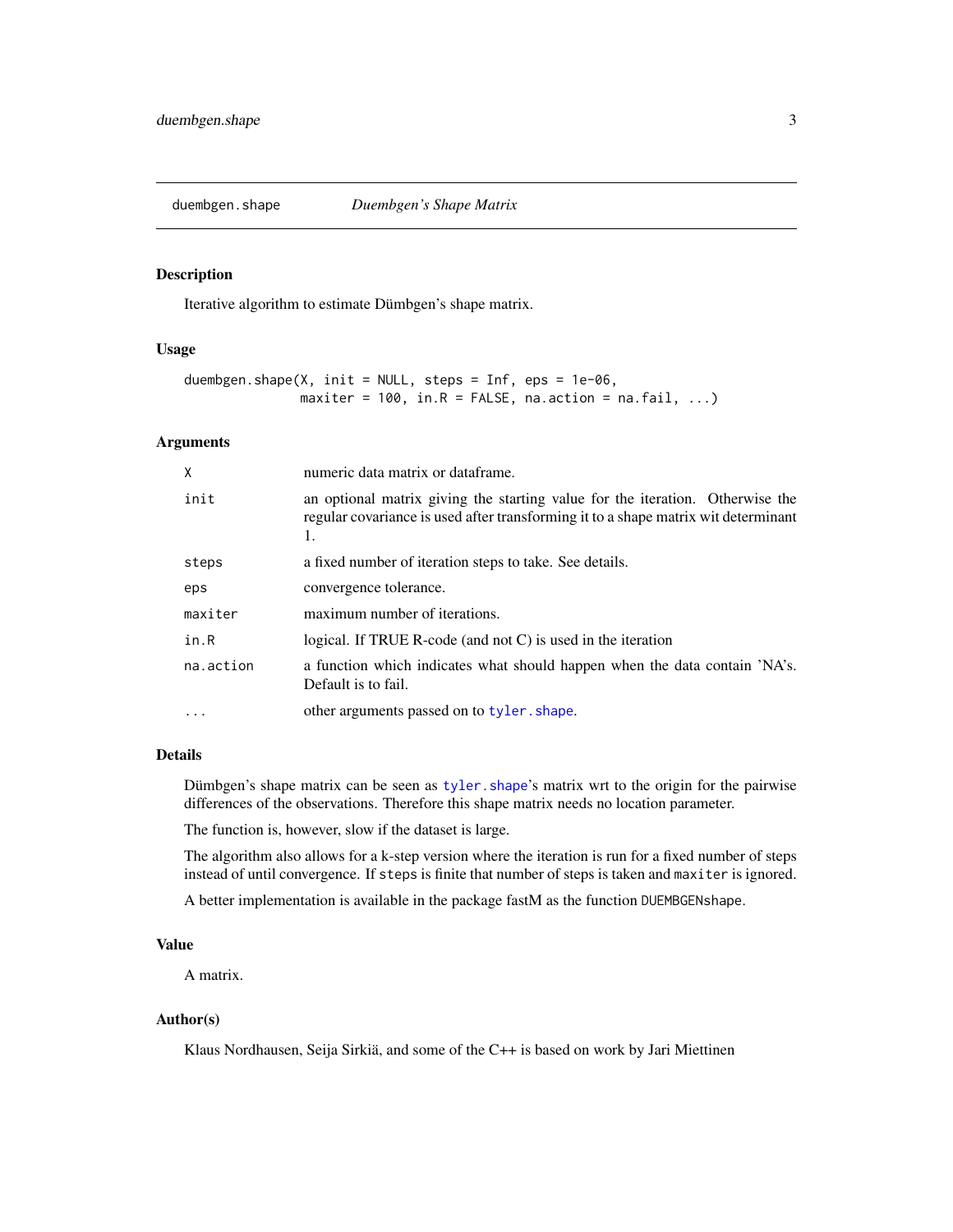## duembgen.shape — *Duembgen's Shape Matrix*

### Description

Iterative algorithm to estimate Dümbgen's shape matrix.

### Usage

```
duembgen.shape(X, init = NULL, steps = Inf, eps = 1e-06,
               maxiter = 100, in.R = FALSE, na.action = na.fail, ...)
```

### Arguments

| | |
|---|---|
| `X` | numeric data matrix or dataframe. |
| `init` | an optional matrix giving the starting value for the iteration. Otherwise the regular covariance is used after transforming it to a shape matrix wit determinant 1. |
| `steps` | a fixed number of iteration steps to take. See details. |
| `eps` | convergence tolerance. |
| `maxiter` | maximum number of iterations. |
| `in.R` | logical. If TRUE R-code (and not C) is used in the iteration |
| `na.action` | a function which indicates what should happen when the data contain 'NA's. Default is to fail. |
| `...` | other arguments passed on to `tyler.shape`. |

### Details

Dümbgen's shape matrix can be seen as `tyler.shape`'s matrix wrt to the origin for the pairwise differences of the observations. Therefore this shape matrix needs no location parameter.

The function is, however, slow if the dataset is large.

The algorithm also allows for a k-step version where the iteration is run for a fixed number of steps instead of until convergence. If `steps` is finite that number of steps is taken and `maxiter` is ignored.

A better implementation is available in the package fastM as the function `DUEMBGENshape`.

### Value

A matrix.

### Author(s)

Klaus Nordhausen, Seija Sirkiä, and some of the C++ is based on work by Jari Miettinen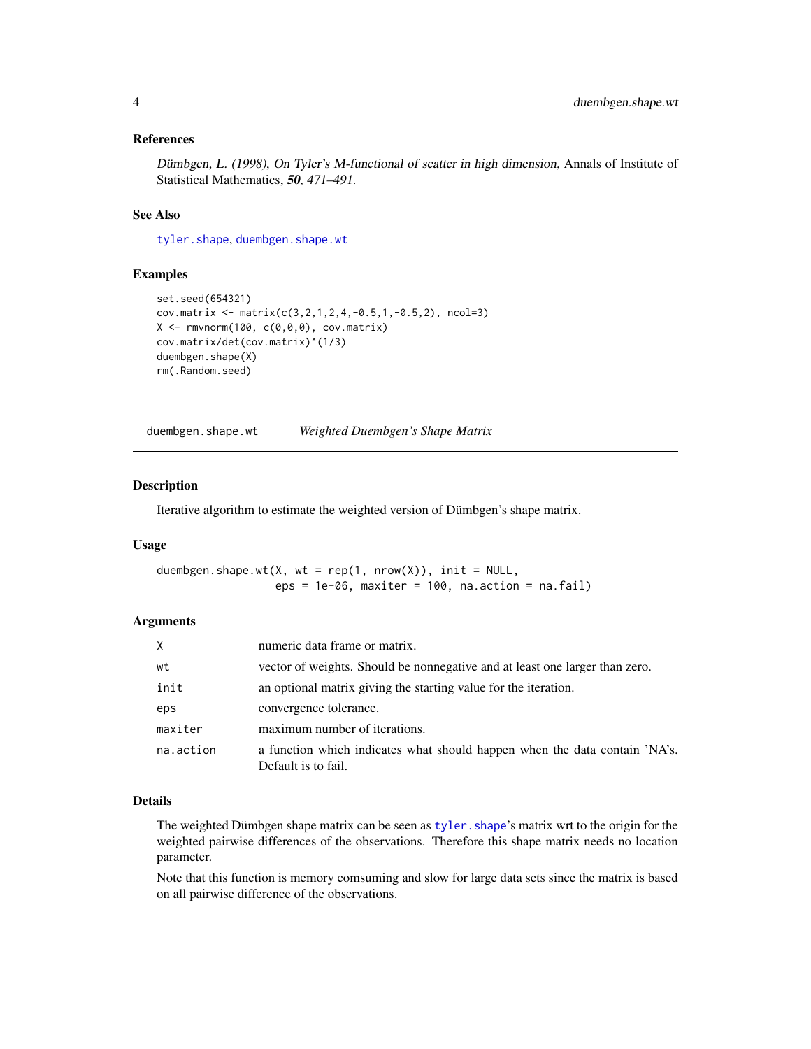### References

*Dümbgen, L. (1998), On Tyler's M-functional of scatter in high dimension*, Annals of Institute of Statistical Mathematics, ***50***, *471–491*.

### See Also

`tyler.shape`, `duembgen.shape.wt`

### Examples

```
set.seed(654321)
cov.matrix <- matrix(c(3,2,1,2,4,-0.5,1,-0.5,2), ncol=3)
X <- rmvnorm(100, c(0,0,0), cov.matrix)
cov.matrix/det(cov.matrix)^(1/3)
duembgen.shape(X)
rm(.Random.seed)
```

---

## duembgen.shape.wt — *Weighted Duembgen's Shape Matrix*

---

### Description

Iterative algorithm to estimate the weighted version of Dümbgen's shape matrix.

### Usage

```
duembgen.shape.wt(X, wt = rep(1, nrow(X)), init = NULL,
                  eps = 1e-06, maxiter = 100, na.action = na.fail)
```

### Arguments

| | |
|---|---|
| `X` | numeric data frame or matrix. |
| `wt` | vector of weights. Should be nonnegative and at least one larger than zero. |
| `init` | an optional matrix giving the starting value for the iteration. |
| `eps` | convergence tolerance. |
| `maxiter` | maximum number of iterations. |
| `na.action` | a function which indicates what should happen when the data contain 'NA's. Default is to fail. |

### Details

The weighted Dümbgen shape matrix can be seen as `tyler.shape`'s matrix wrt to the origin for the weighted pairwise differences of the observations. Therefore this shape matrix needs no location parameter.

Note that this function is memory comsuming and slow for large data sets since the matrix is based on all pairwise difference of the observations.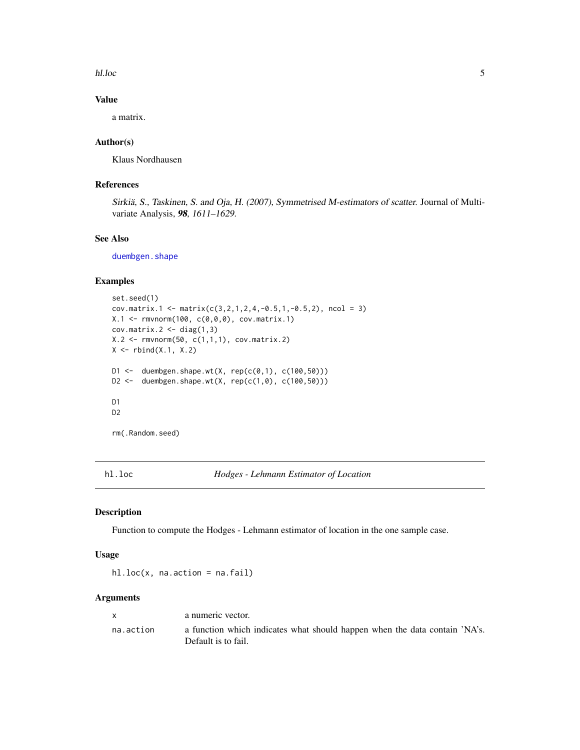### Value

a matrix.

### Author(s)

Klaus Nordhausen

### References

*Sirkiä, S., Taskinen, S. and Oja, H. (2007), Symmetrised M-estimators of scatter.* Journal of Multivariate Analysis, ***98****, 1611–1629.*

### See Also

duembgen.shape

### Examples

```
set.seed(1)
cov.matrix.1 <- matrix(c(3,2,1,2,4,-0.5,1,-0.5,2), ncol = 3)
X.1 <- rmvnorm(100, c(0,0,0), cov.matrix.1)
cov.matrix.2 <- diag(1,3)
X.2 <- rmvnorm(50, c(1,1,1), cov.matrix.2)
X <- rbind(X.1, X.2)

D1 <-  duembgen.shape.wt(X, rep(c(0,1), c(100,50)))
D2 <-  duembgen.shape.wt(X, rep(c(1,0), c(100,50)))

D1
D2

rm(.Random.seed)
```

---

## hl.loc *Hodges - Lehmann Estimator of Location*

### Description

Function to compute the Hodges - Lehmann estimator of location in the one sample case.

### Usage

```
hl.loc(x, na.action = na.fail)
```

### Arguments

| | |
|---|---|
| x | a numeric vector. |
| na.action | a function which indicates what should happen when the data contain 'NA's. Default is to fail. |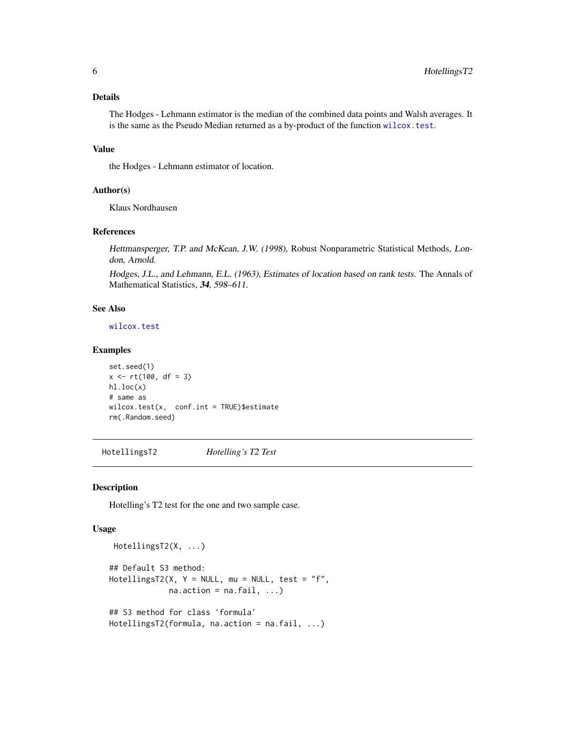### Details

The Hodges - Lehmann estimator is the median of the combined data points and Walsh averages. It is the same as the Pseudo Median returned as a by-product of the function `wilcox.test`.

### Value

the Hodges - Lehmann estimator of location.

### Author(s)

Klaus Nordhausen

### References

*Hettmansperger, T.P. and McKean, J.W. (1998)*, Robust Nonparametric Statistical Methods, *London, Arnold.*

*Hodges, J.L., and Lehmann, E.L. (1963), Estimates of location based on rank tests.* The Annals of Mathematical Statistics, ***34***, *598–611.*

### See Also

`wilcox.test`

### Examples

```
set.seed(1)
x <- rt(100, df = 3)
hl.loc(x)
# same as
wilcox.test(x,  conf.int = TRUE)$estimate
rm(.Random.seed)
```

---

## HotellingsT2 — *Hotelling's T2 Test*

---

### Description

Hotelling's T2 test for the one and two sample case.

### Usage

```
 HotellingsT2(X, ...)

## Default S3 method:
HotellingsT2(X, Y = NULL, mu = NULL, test = "f",
             na.action = na.fail, ...)

## S3 method for class 'formula'
HotellingsT2(formula, na.action = na.fail, ...)
```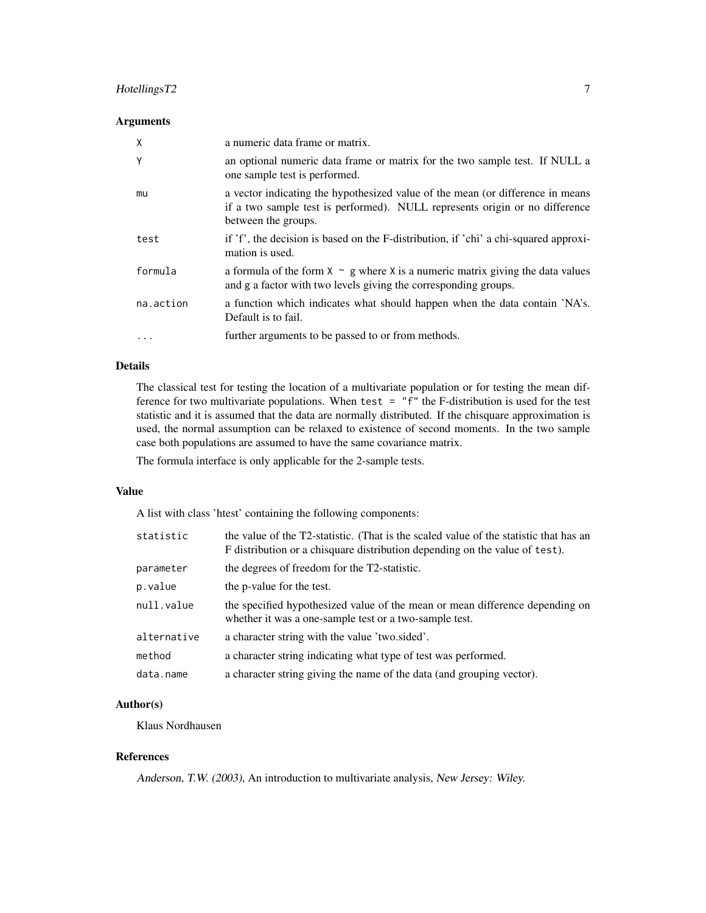### Arguments

| | |
|---|---|
| `X` | a numeric data frame or matrix. |
| `Y` | an optional numeric data frame or matrix for the two sample test. If NULL a one sample test is performed. |
| `mu` | a vector indicating the hypothesized value of the mean (or difference in means if a two sample test is performed). NULL represents origin or no difference between the groups. |
| `test` | if 'f', the decision is based on the F-distribution, if 'chi' a chi-squared approximation is used. |
| `formula` | a formula of the form `X ~ g` where `X` is a numeric matrix giving the data values and `g` a factor with two levels giving the corresponding groups. |
| `na.action` | a function which indicates what should happen when the data contain 'NA's. Default is to fail. |
| `...` | further arguments to be passed to or from methods. |

### Details

The classical test for testing the location of a multivariate population or for testing the mean difference for two multivariate populations. When `test = "f"` the F-distribution is used for the test statistic and it is assumed that the data are normally distributed. If the chisquare approximation is used, the normal assumption can be relaxed to existence of second moments. In the two sample case both populations are assumed to have the same covariance matrix.

The formula interface is only applicable for the 2-sample tests.

### Value

A list with class 'htest' containing the following components:

| | |
|---|---|
| `statistic` | the value of the T2-statistic. (That is the scaled value of the statistic that has an F distribution or a chisquare distribution depending on the value of `test`). |
| `parameter` | the degrees of freedom for the T2-statistic. |
| `p.value` | the p-value for the test. |
| `null.value` | the specified hypothesized value of the mean or mean difference depending on whether it was a one-sample test or a two-sample test. |
| `alternative` | a character string with the value 'two.sided'. |
| `method` | a character string indicating what type of test was performed. |
| `data.name` | a character string giving the name of the data (and grouping vector). |

### Author(s)

Klaus Nordhausen

### References

*Anderson, T.W. (2003)*, An introduction to multivariate analysis, *New Jersey: Wiley.*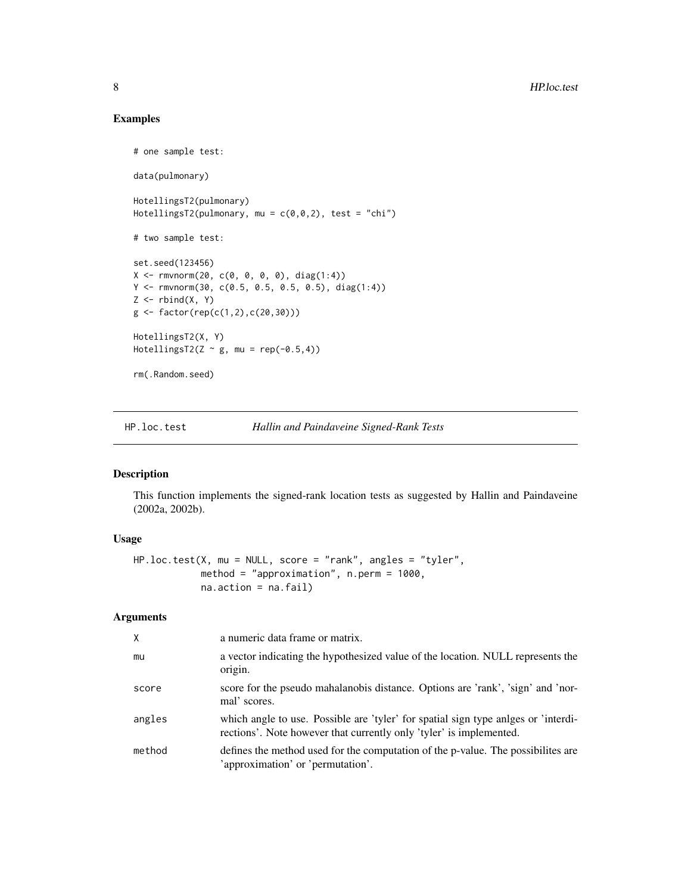### Examples

```
# one sample test:

data(pulmonary)

HotellingsT2(pulmonary)
HotellingsT2(pulmonary, mu = c(0,0,2), test = "chi")

# two sample test:

set.seed(123456)
X <- rmvnorm(20, c(0, 0, 0, 0), diag(1:4))
Y <- rmvnorm(30, c(0.5, 0.5, 0.5, 0.5), diag(1:4))
Z <- rbind(X, Y)
g <- factor(rep(c(1,2),c(20,30)))

HotellingsT2(X, Y)
HotellingsT2(Z ~ g, mu = rep(-0.5,4))

rm(.Random.seed)
```

---

## HP.loc.test *Hallin and Paindaveine Signed-Rank Tests*

### Description

This function implements the signed-rank location tests as suggested by Hallin and Paindaveine (2002a, 2002b).

### Usage

```
HP.loc.test(X, mu = NULL, score = "rank", angles = "tyler",
            method = "approximation", n.perm = 1000,
            na.action = na.fail)
```

### Arguments

| | |
|---|---|
| X | a numeric data frame or matrix. |
| mu | a vector indicating the hypothesized value of the location. NULL represents the origin. |
| score | score for the pseudo mahalanobis distance. Options are 'rank', 'sign' and 'normal' scores. |
| angles | which angle to use. Possible are 'tyler' for spatial sign type anlges or 'interdirections'. Note however that currently only 'tyler' is implemented. |
| method | defines the method used for the computation of the p-value. The possibilites are 'approximation' or 'permutation'. |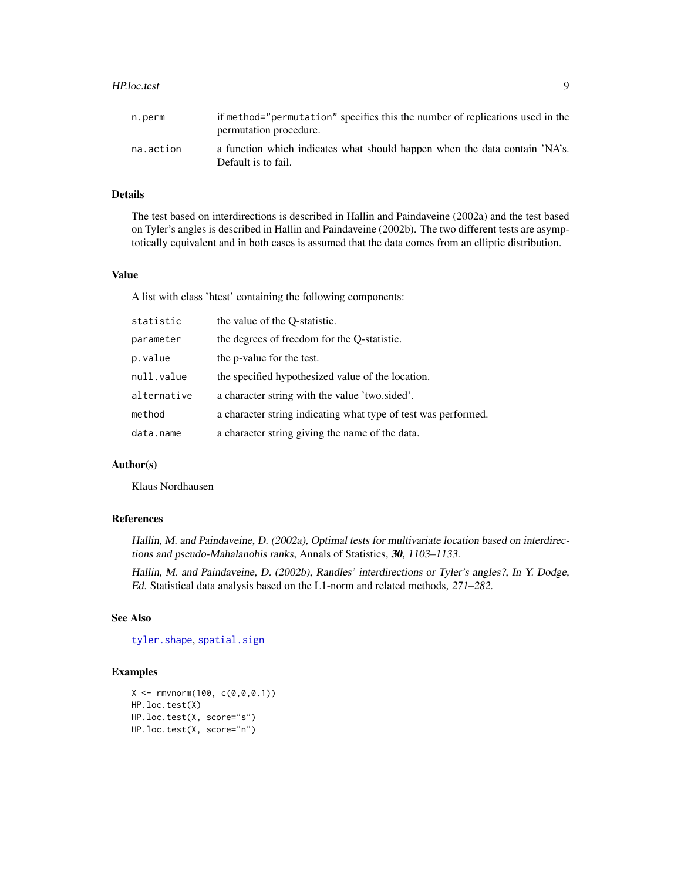| | |
|---|---|
| n.perm | if `method="permutation"` specifies this the number of replications used in the permutation procedure. |
| na.action | a function which indicates what should happen when the data contain 'NA's. Default is to fail. |

## Details

The test based on interdirections is described in Hallin and Paindaveine (2002a) and the test based on Tyler's angles is described in Hallin and Paindaveine (2002b). The two different tests are asymptotically equivalent and in both cases is assumed that the data comes from an elliptic distribution.

## Value

A list with class 'htest' containing the following components:

| | |
|---|---|
| statistic | the value of the Q-statistic. |
| parameter | the degrees of freedom for the Q-statistic. |
| p.value | the p-value for the test. |
| null.value | the specified hypothesized value of the location. |
| alternative | a character string with the value 'two.sided'. |
| method | a character string indicating what type of test was performed. |
| data.name | a character string giving the name of the data. |

## Author(s)

Klaus Nordhausen

## References

*Hallin, M. and Paindaveine, D. (2002a), Optimal tests for multivariate location based on interdirections and pseudo-Mahalanobis ranks,* Annals of Statistics, ***30***, *1103–1133.*

*Hallin, M. and Paindaveine, D. (2002b), Randles' interdirections or Tyler's angles?, In Y. Dodge, Ed.* Statistical data analysis based on the L1-norm and related methods, *271–282.*

## See Also

tyler.shape, spatial.sign

## Examples

```
X <- rmvnorm(100, c(0,0,0.1))
HP.loc.test(X)
HP.loc.test(X, score="s")
HP.loc.test(X, score="n")
```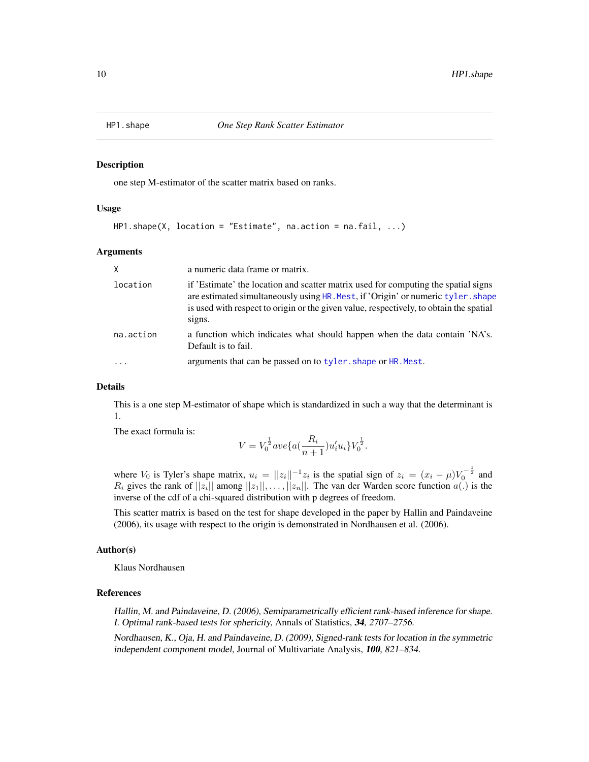## HP1.shape *One Step Rank Scatter Estimator*

### Description

one step M-estimator of the scatter matrix based on ranks.

### Usage

```
HP1.shape(X, location = "Estimate", na.action = na.fail, ...)
```

### Arguments

| | |
|---|---|
| `X` | a numeric data frame or matrix. |
| `location` | if 'Estimate' the location and scatter matrix used for computing the spatial signs are estimated simultaneously using `HR.Mest`, if 'Origin' or numeric `tyler.shape` is used with respect to origin or the given value, respectively, to obtain the spatial signs. |
| `na.action` | a function which indicates what should happen when the data contain 'NA's. Default is to fail. |
| `...` | arguments that can be passed on to `tyler.shape` or `HR.Mest`. |

### Details

This is a one step M-estimator of shape which is standardized in such a way that the determinant is 1.

The exact formula is:

$$V = V_0^{\frac{1}{2}} ave\{a(\frac{R_i}{n+1})u_i'u_i\}V_0^{\frac{1}{2}}.$$

where $V_0$ is Tyler's shape matrix, $u_i = ||z_i||^{-1}z_i$ is the spatial sign of $z_i = (x_i - \mu)V_0^{-\frac{1}{2}}$ and $R_i$ gives the rank of $||z_i||$ among $||z_1||, \ldots, ||z_n||$. The van der Warden score function $a(.)$ is the inverse of the cdf of a chi-squared distribution with p degrees of freedom.

This scatter matrix is based on the test for shape developed in the paper by Hallin and Paindaveine (2006), its usage with respect to the origin is demonstrated in Nordhausen et al. (2006).

### Author(s)

Klaus Nordhausen

### References

*Hallin, M. and Paindaveine, D. (2006), Semiparametrically efficient rank-based inference for shape. I. Optimal rank-based tests for sphericity,* Annals of Statistics, ***34***, *2707–2756.*

*Nordhausen, K., Oja, H. and Paindaveine, D. (2009), Signed-rank tests for location in the symmetric independent component model,* Journal of Multivariate Analysis, ***100***, *821–834.*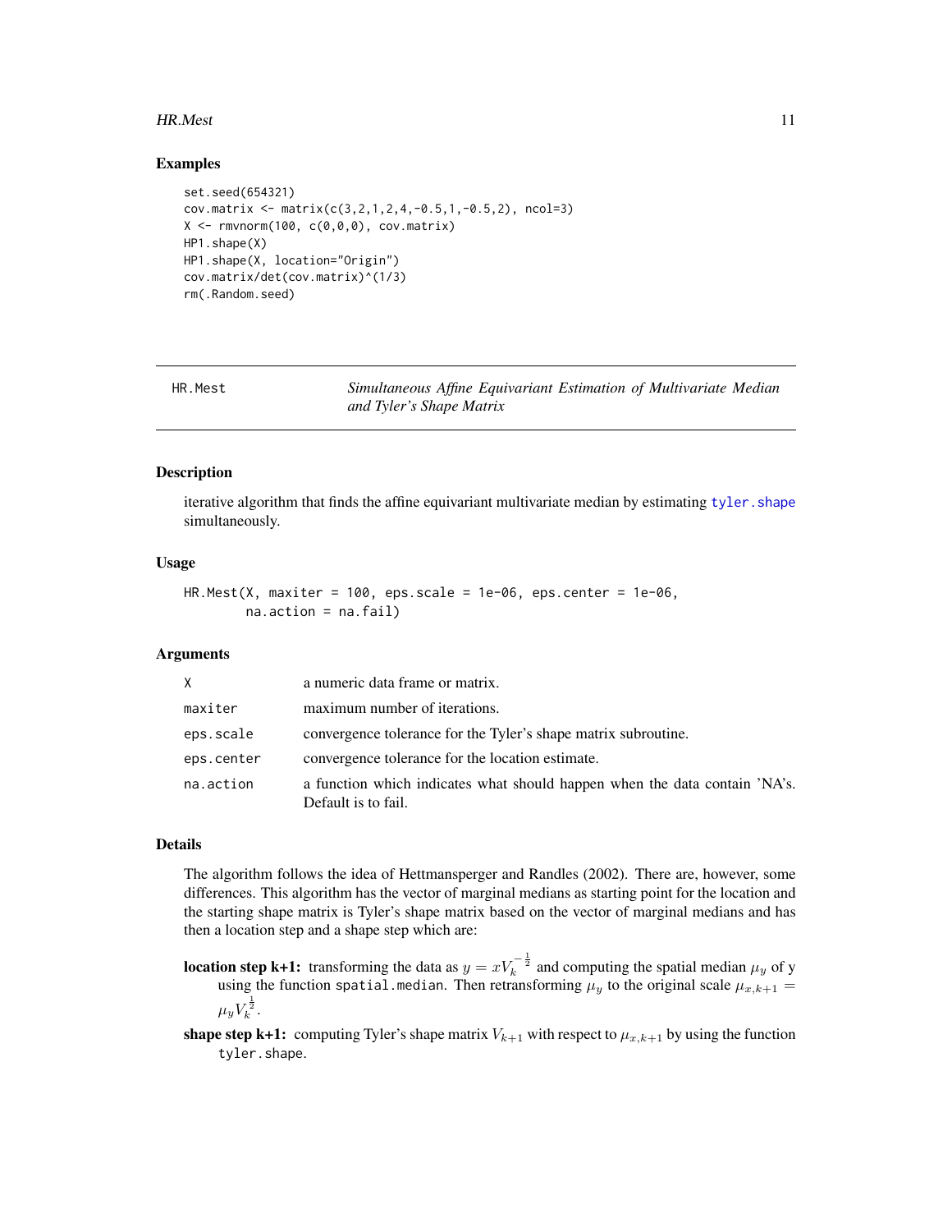## Examples

```
set.seed(654321)
cov.matrix <- matrix(c(3,2,1,2,4,-0.5,1,-0.5,2), ncol=3)
X <- rmvnorm(100, c(0,0,0), cov.matrix)
HP1.shape(X)
HP1.shape(X, location="Origin")
cov.matrix/det(cov.matrix)^(1/3)
rm(.Random.seed)
```

---

# HR.Mest — *Simultaneous Affine Equivariant Estimation of Multivariate Median and Tyler's Shape Matrix*

---

## Description

iterative algorithm that finds the affine equivariant multivariate median by estimating tyler.shape simultaneously.

## Usage

```
HR.Mest(X, maxiter = 100, eps.scale = 1e-06, eps.center = 1e-06,
        na.action = na.fail)
```

## Arguments

| | |
|---|---|
| X | a numeric data frame or matrix. |
| maxiter | maximum number of iterations. |
| eps.scale | convergence tolerance for the Tyler's shape matrix subroutine. |
| eps.center | convergence tolerance for the location estimate. |
| na.action | a function which indicates what should happen when the data contain 'NA's. Default is to fail. |

## Details

The algorithm follows the idea of Hettmansperger and Randles (2002). There are, however, some differences. This algorithm has the vector of marginal medians as starting point for the location and the starting shape matrix is Tyler's shape matrix based on the vector of marginal medians and has then a location step and a shape step which are:

**location step k+1:** transforming the data as $y = xV_k^{-\frac{1}{2}}$ and computing the spatial median $\mu_y$ of y using the function `spatial.median`. Then retransforming $\mu_y$ to the original scale $\mu_{x,k+1} = \mu_y V_k^{\frac{1}{2}}$.

**shape step k+1:** computing Tyler's shape matrix $V_{k+1}$ with respect to $\mu_{x,k+1}$ by using the function `tyler.shape`.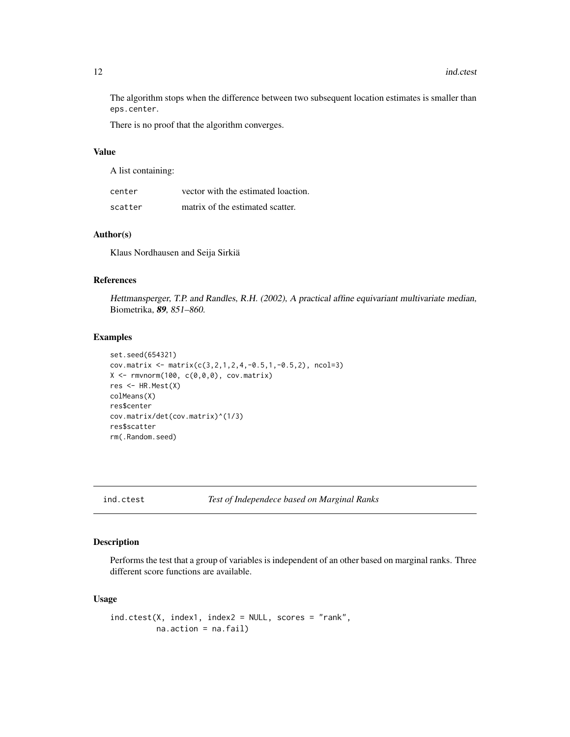The algorithm stops when the difference between two subsequent location estimates is smaller than `eps.center`.

There is no proof that the algorithm converges.

### Value

A list containing:

| | |
|---|---|
| `center` | vector with the estimated loaction. |
| `scatter` | matrix of the estimated scatter. |

### Author(s)

Klaus Nordhausen and Seija Sirkiä

### References

*Hettmansperger, T.P. and Randles, R.H. (2002), A practical affine equivariant multivariate median,* Biometrika, ***89****, 851–860.*

### Examples

```
set.seed(654321)
cov.matrix <- matrix(c(3,2,1,2,4,-0.5,1,-0.5,2), ncol=3)
X <- rmvnorm(100, c(0,0,0), cov.matrix)
res <- HR.Mest(X)
colMeans(X)
res$center
cov.matrix/det(cov.matrix)^(1/3)
res$scatter
rm(.Random.seed)
```

---

## `ind.ctest` *Test of Independece based on Marginal Ranks*

---

### Description

Performs the test that a group of variables is independent of an other based on marginal ranks. Three different score functions are available.

### Usage

```
ind.ctest(X, index1, index2 = NULL, scores = "rank",
          na.action = na.fail)
```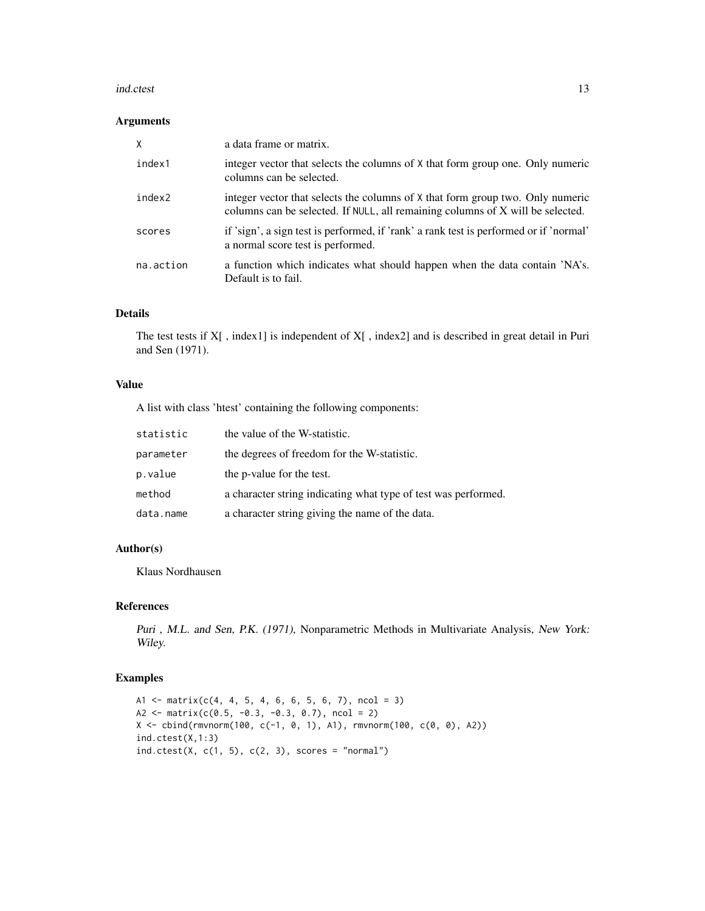## Arguments

| | |
|---|---|
| `X` | a data frame or matrix. |
| `index1` | integer vector that selects the columns of `X` that form group one. Only numeric columns can be selected. |
| `index2` | integer vector that selects the columns of `X` that form group two. Only numeric columns can be selected. If `NULL`, all remaining columns of X will be selected. |
| `scores` | if 'sign', a sign test is performed, if 'rank' a rank test is performed or if 'normal' a normal score test is performed. |
| `na.action` | a function which indicates what should happen when the data contain 'NA's. Default is to fail. |

## Details

The test tests if X[ , index1] is independent of X[ , index2] and is described in great detail in Puri and Sen (1971).

## Value

A list with class 'htest' containing the following components:

| | |
|---|---|
| `statistic` | the value of the W-statistic. |
| `parameter` | the degrees of freedom for the W-statistic. |
| `p.value` | the p-value for the test. |
| `method` | a character string indicating what type of test was performed. |
| `data.name` | a character string giving the name of the data. |

## Author(s)

Klaus Nordhausen

## References

*Puri , M.L. and Sen, P.K. (1971)*, Nonparametric Methods in Multivariate Analysis, *New York: Wiley.*

## Examples

```
A1 <- matrix(c(4, 4, 5, 4, 6, 6, 5, 6, 7), ncol = 3)
A2 <- matrix(c(0.5, -0.3, -0.3, 0.7), ncol = 2)
X <- cbind(rmvnorm(100, c(-1, 0, 1), A1), rmvnorm(100, c(0, 0), A2))
ind.ctest(X,1:3)
ind.ctest(X, c(1, 5), c(2, 3), scores = "normal")
```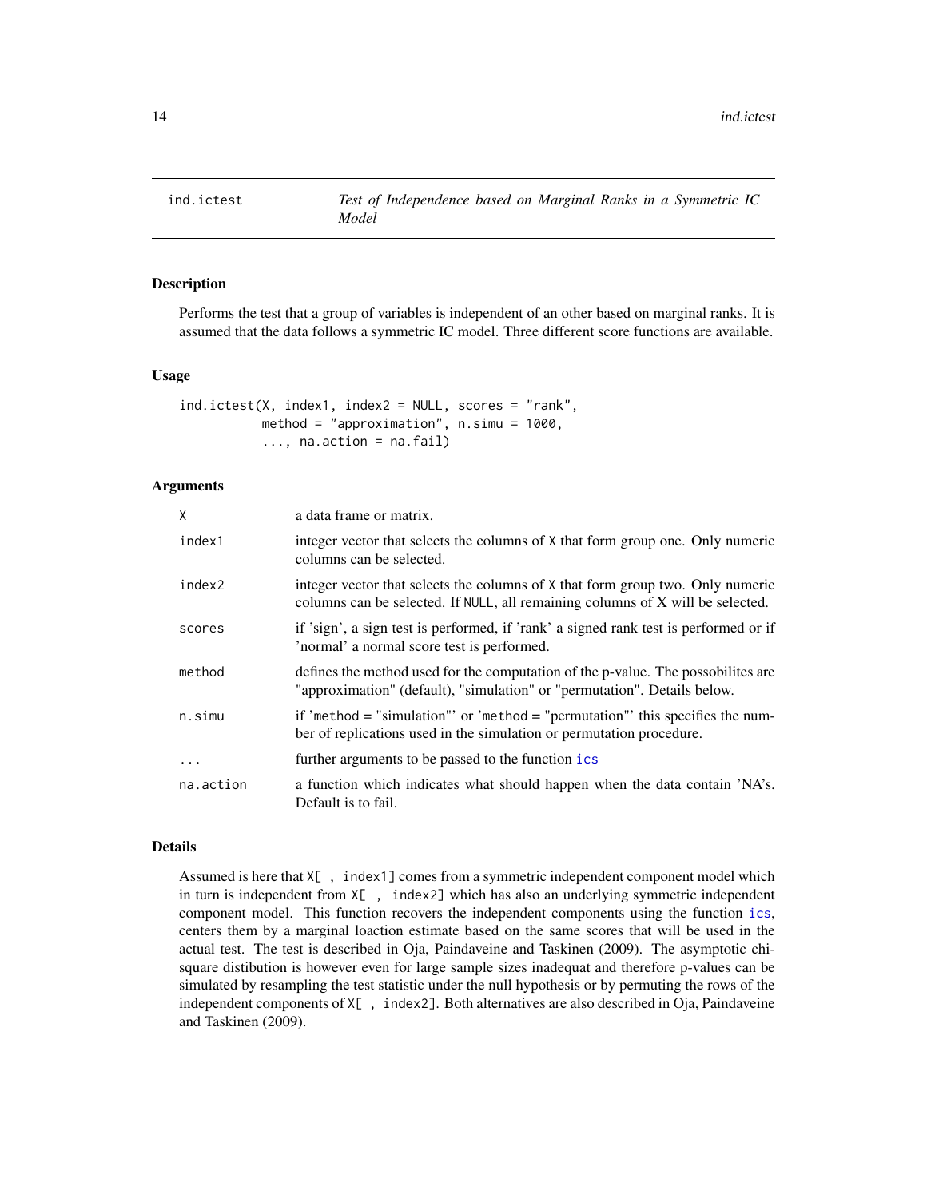## ind.ictest

*Test of Independence based on Marginal Ranks in a Symmetric IC Model*

### Description

Performs the test that a group of variables is independent of an other based on marginal ranks. It is assumed that the data follows a symmetric IC model. Three different score functions are available.

### Usage

```
ind.ictest(X, index1, index2 = NULL, scores = "rank",
           method = "approximation", n.simu = 1000,
           ..., na.action = na.fail)
```

### Arguments

| | |
|---|---|
| `X` | a data frame or matrix. |
| `index1` | integer vector that selects the columns of X that form group one. Only numeric columns can be selected. |
| `index2` | integer vector that selects the columns of X that form group two. Only numeric columns can be selected. If NULL, all remaining columns of X will be selected. |
| `scores` | if 'sign', a sign test is performed, if 'rank' a signed rank test is performed or if 'normal' a normal score test is performed. |
| `method` | defines the method used for the computation of the p-value. The possobilites are "approximation" (default), "simulation" or "permutation". Details below. |
| `n.simu` | if 'method = "simulation"' or 'method = "permutation"' this specifies the number of replications used in the simulation or permutation procedure. |
| `...` | further arguments to be passed to the function ics |
| `na.action` | a function which indicates what should happen when the data contain 'NA's. Default is to fail. |

### Details

Assumed is here that `X[ , index1]` comes from a symmetric independent component model which in turn is independent from `X[ , index2]` which has also an underlying symmetric independent component model. This function recovers the independent components using the function ics, centers them by a marginal loaction estimate based on the same scores that will be used in the actual test. The test is described in Oja, Paindaveine and Taskinen (2009). The asymptotic chi-square distibution is however even for large sample sizes inadequat and therefore p-values can be simulated by resampling the test statistic under the null hypothesis or by permuting the rows of the independent components of `X[ , index2]`. Both alternatives are also described in Oja, Paindaveine and Taskinen (2009).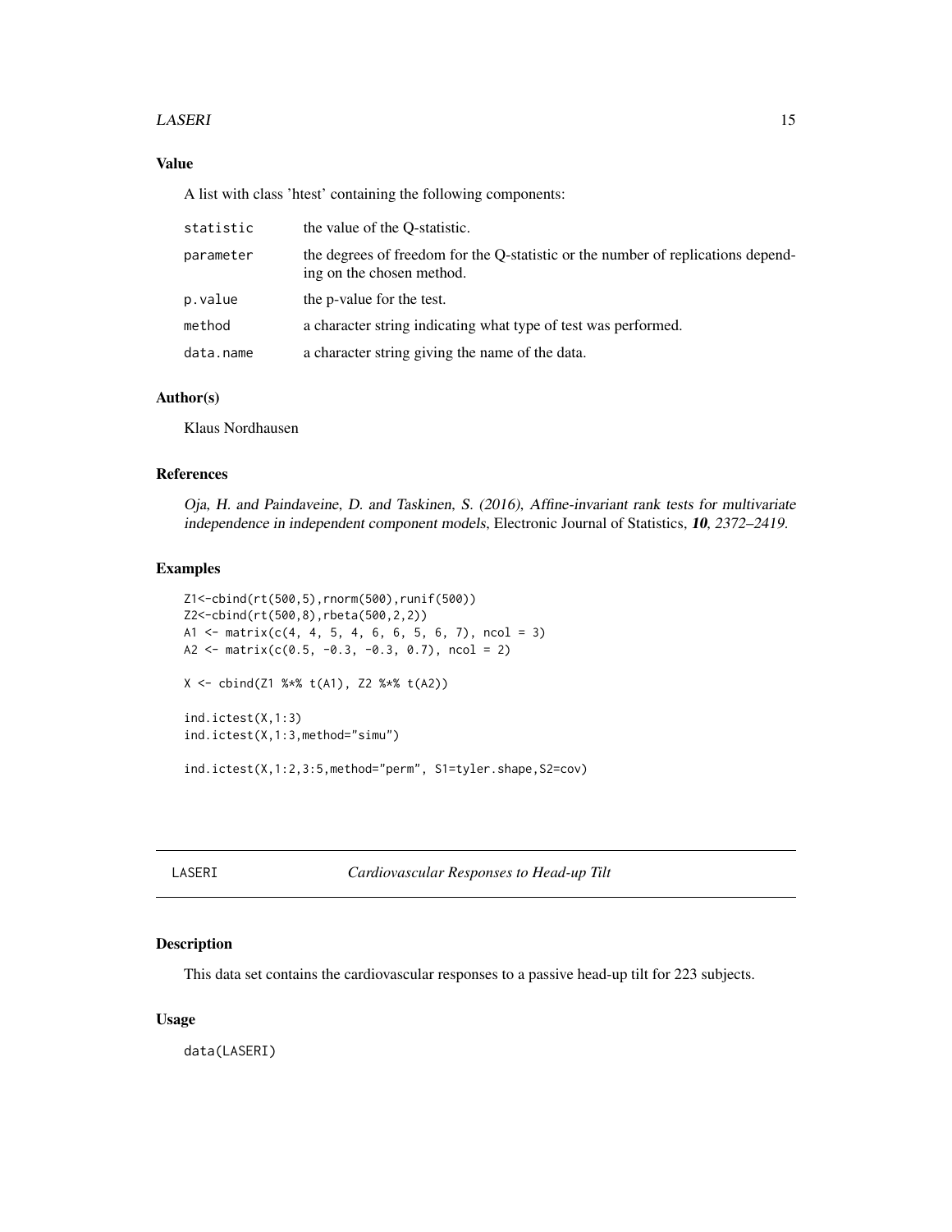### Value

A list with class 'htest' containing the following components:

| | |
|---|---|
| `statistic` | the value of the Q-statistic. |
| `parameter` | the degrees of freedom for the Q-statistic or the number of replications depending on the chosen method. |
| `p.value` | the p-value for the test. |
| `method` | a character string indicating what type of test was performed. |
| `data.name` | a character string giving the name of the data. |

### Author(s)

Klaus Nordhausen

### References

*Oja, H. and Paindaveine, D. and Taskinen, S. (2016), Affine-invariant rank tests for multivariate independence in independent component models*, Electronic Journal of Statistics, ***10***, *2372–2419*.

### Examples

```
Z1<-cbind(rt(500,5),rnorm(500),runif(500))
Z2<-cbind(rt(500,8),rbeta(500,2,2))
A1 <- matrix(c(4, 4, 5, 4, 6, 6, 5, 6, 7), ncol = 3)
A2 <- matrix(c(0.5, -0.3, -0.3, 0.7), ncol = 2)

X <- cbind(Z1 %*% t(A1), Z2 %*% t(A2))

ind.ictest(X,1:3)
ind.ictest(X,1:3,method="simu")

ind.ictest(X,1:2,3:5,method="perm", S1=tyler.shape,S2=cov)
```

---

## LASERI — *Cardiovascular Responses to Head-up Tilt*

---

### Description

This data set contains the cardiovascular responses to a passive head-up tilt for 223 subjects.

### Usage

```
data(LASERI)
```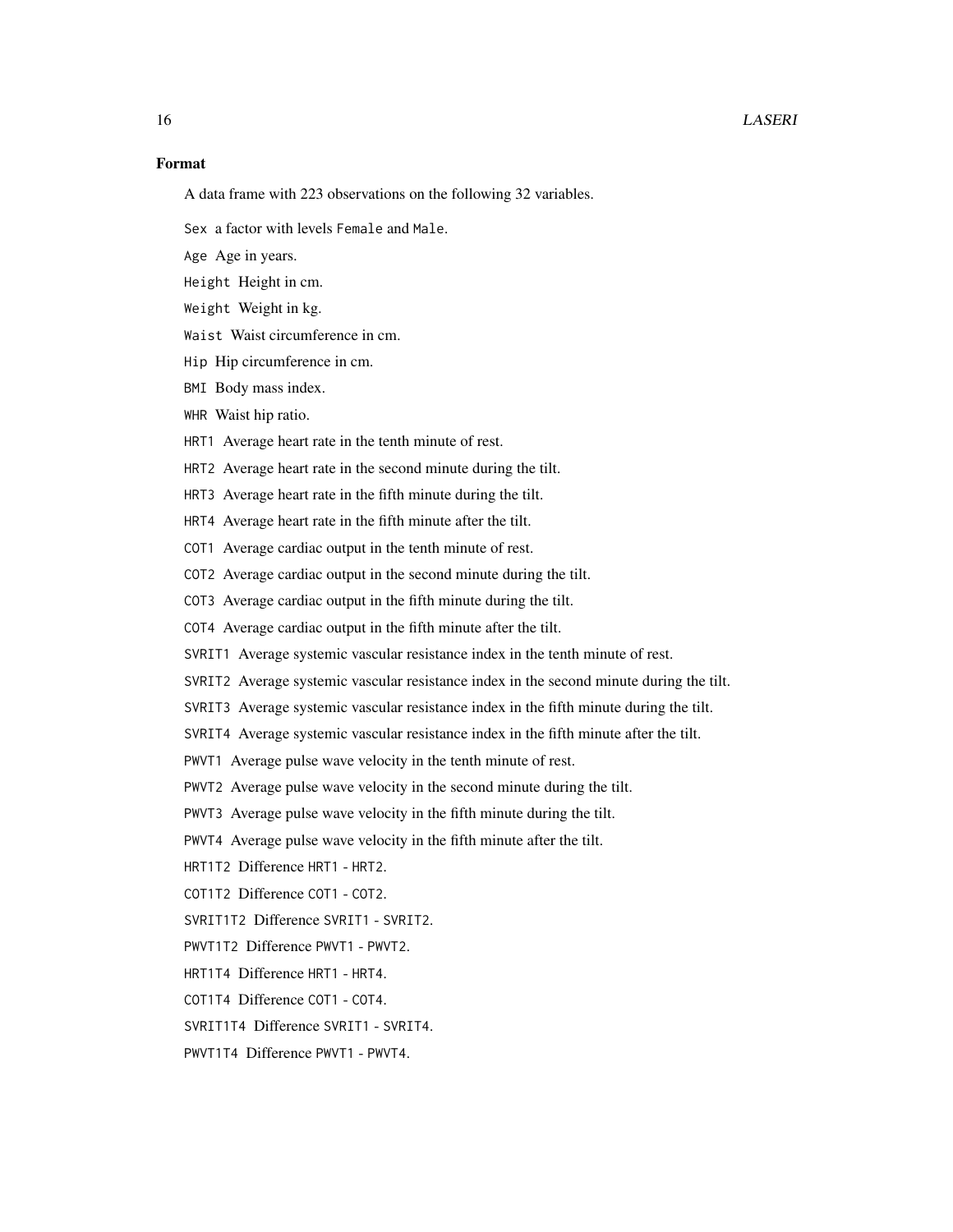### Format

A data frame with 223 observations on the following 32 variables.

`Sex` a factor with levels `Female` and `Male`.

`Age` Age in years.

`Height` Height in cm.

`Weight` Weight in kg.

`Waist` Waist circumference in cm.

`Hip` Hip circumference in cm.

`BMI` Body mass index.

`WHR` Waist hip ratio.

`HRT1` Average heart rate in the tenth minute of rest.

`HRT2` Average heart rate in the second minute during the tilt.

`HRT3` Average heart rate in the fifth minute during the tilt.

`HRT4` Average heart rate in the fifth minute after the tilt.

`COT1` Average cardiac output in the tenth minute of rest.

`COT2` Average cardiac output in the second minute during the tilt.

`COT3` Average cardiac output in the fifth minute during the tilt.

`COT4` Average cardiac output in the fifth minute after the tilt.

`SVRIT1` Average systemic vascular resistance index in the tenth minute of rest.

`SVRIT2` Average systemic vascular resistance index in the second minute during the tilt.

`SVRIT3` Average systemic vascular resistance index in the fifth minute during the tilt.

`SVRIT4` Average systemic vascular resistance index in the fifth minute after the tilt.

`PWVT1` Average pulse wave velocity in the tenth minute of rest.

`PWVT2` Average pulse wave velocity in the second minute during the tilt.

`PWVT3` Average pulse wave velocity in the fifth minute during the tilt.

`PWVT4` Average pulse wave velocity in the fifth minute after the tilt.

`HRT1T2` Difference `HRT1 - HRT2`.

`COT1T2` Difference `COT1 - COT2`.

`SVRIT1T2` Difference `SVRIT1 - SVRIT2`.

`PWVT1T2` Difference `PWVT1 - PWVT2`.

`HRT1T4` Difference `HRT1 - HRT4`.

`COT1T4` Difference `COT1 - COT4`.

`SVRIT1T4` Difference `SVRIT1 - SVRIT4`.

`PWVT1T4` Difference `PWVT1 - PWVT4`.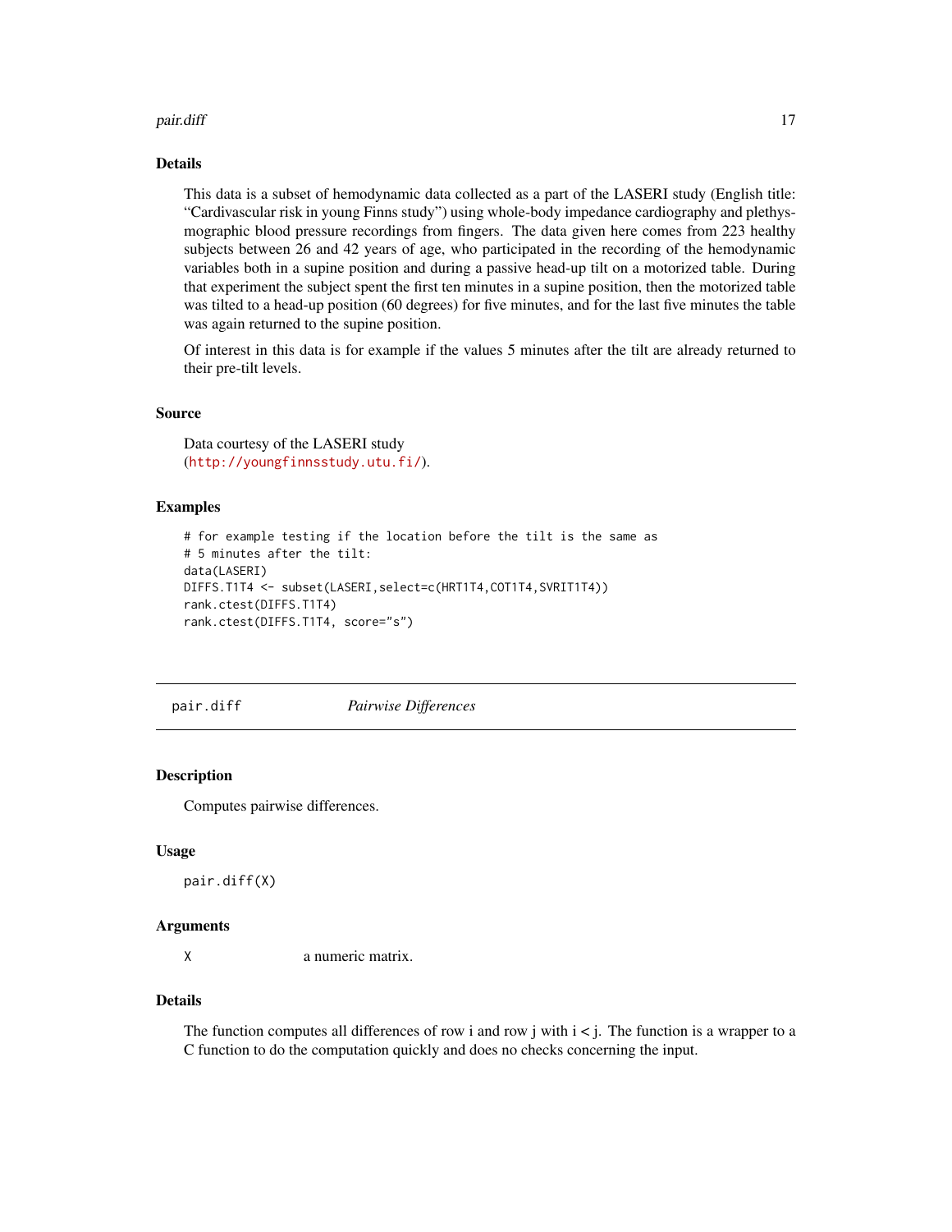## Details

This data is a subset of hemodynamic data collected as a part of the LASERI study (English title: "Cardivascular risk in young Finns study") using whole-body impedance cardiography and plethysmographic blood pressure recordings from fingers. The data given here comes from 223 healthy subjects between 26 and 42 years of age, who participated in the recording of the hemodynamic variables both in a supine position and during a passive head-up tilt on a motorized table. During that experiment the subject spent the first ten minutes in a supine position, then the motorized table was tilted to a head-up position (60 degrees) for five minutes, and for the last five minutes the table was again returned to the supine position.

Of interest in this data is for example if the values 5 minutes after the tilt are already returned to their pre-tilt levels.

## Source

Data courtesy of the LASERI study (http://youngfinnsstudy.utu.fi/).

## Examples

```
# for example testing if the location before the tilt is the same as
# 5 minutes after the tilt:
data(LASERI)
DIFFS.T1T4 <- subset(LASERI,select=c(HRT1T4,COT1T4,SVRIT1T4))
rank.ctest(DIFFS.T1T4)
rank.ctest(DIFFS.T1T4, score="s")
```

---

# pair.diff *Pairwise Differences*

## Description

Computes pairwise differences.

## Usage

```
pair.diff(X)
```

## Arguments

| | |
|---|---|
| X | a numeric matrix. |

## Details

The function computes all differences of row i and row j with i < j. The function is a wrapper to a C function to do the computation quickly and does no checks concerning the input.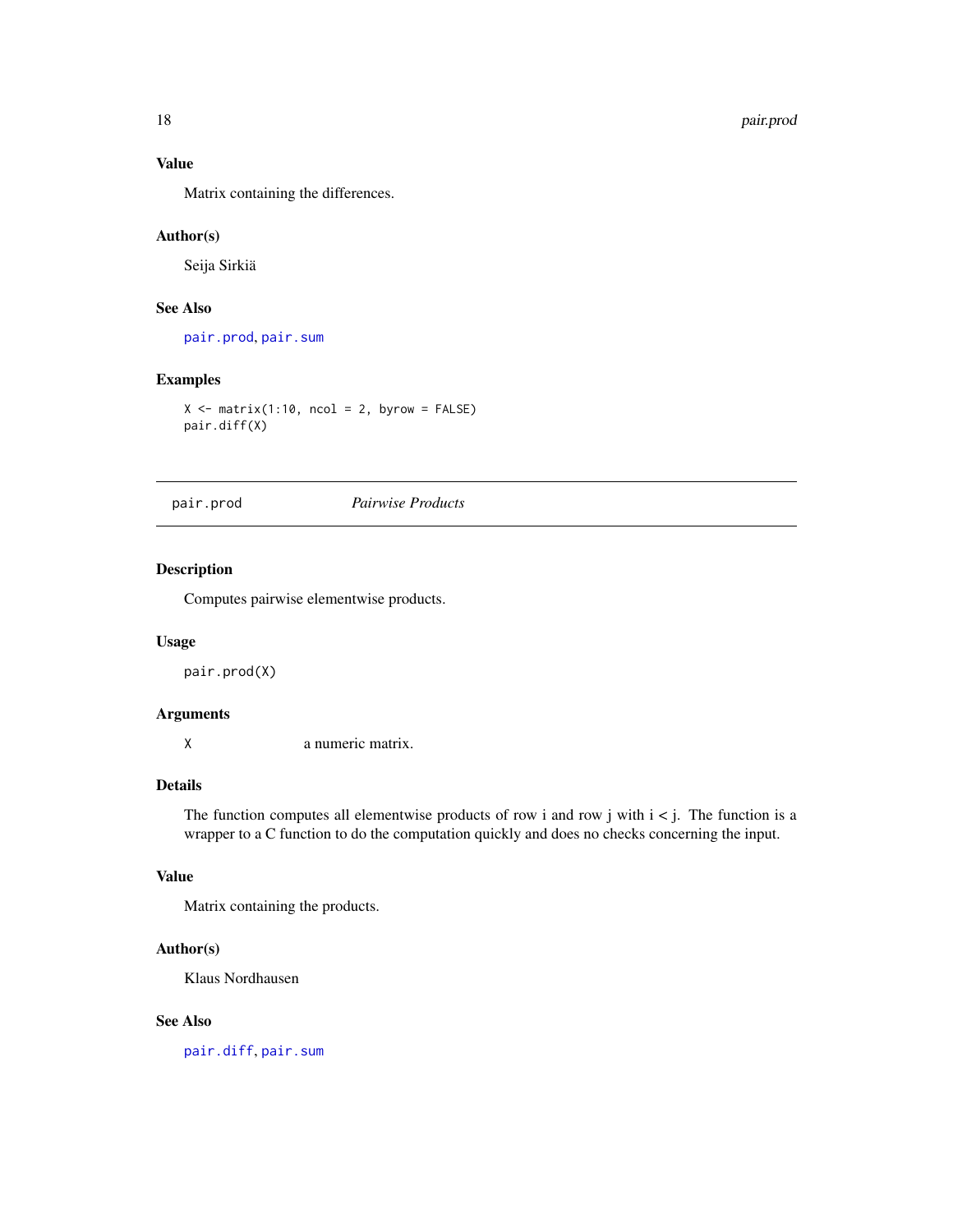### Value

Matrix containing the differences.

### Author(s)

Seija Sirkiä

### See Also

pair.prod, pair.sum

### Examples

```
X <- matrix(1:10, ncol = 2, byrow = FALSE)
pair.diff(X)
```

---

## pair.prod *Pairwise Products*

### Description

Computes pairwise elementwise products.

### Usage

```
pair.prod(X)
```

### Arguments

| | |
|---|---|
| X | a numeric matrix. |

### Details

The function computes all elementwise products of row i and row j with i < j. The function is a wrapper to a C function to do the computation quickly and does no checks concerning the input.

### Value

Matrix containing the products.

### Author(s)

Klaus Nordhausen

### See Also

pair.diff, pair.sum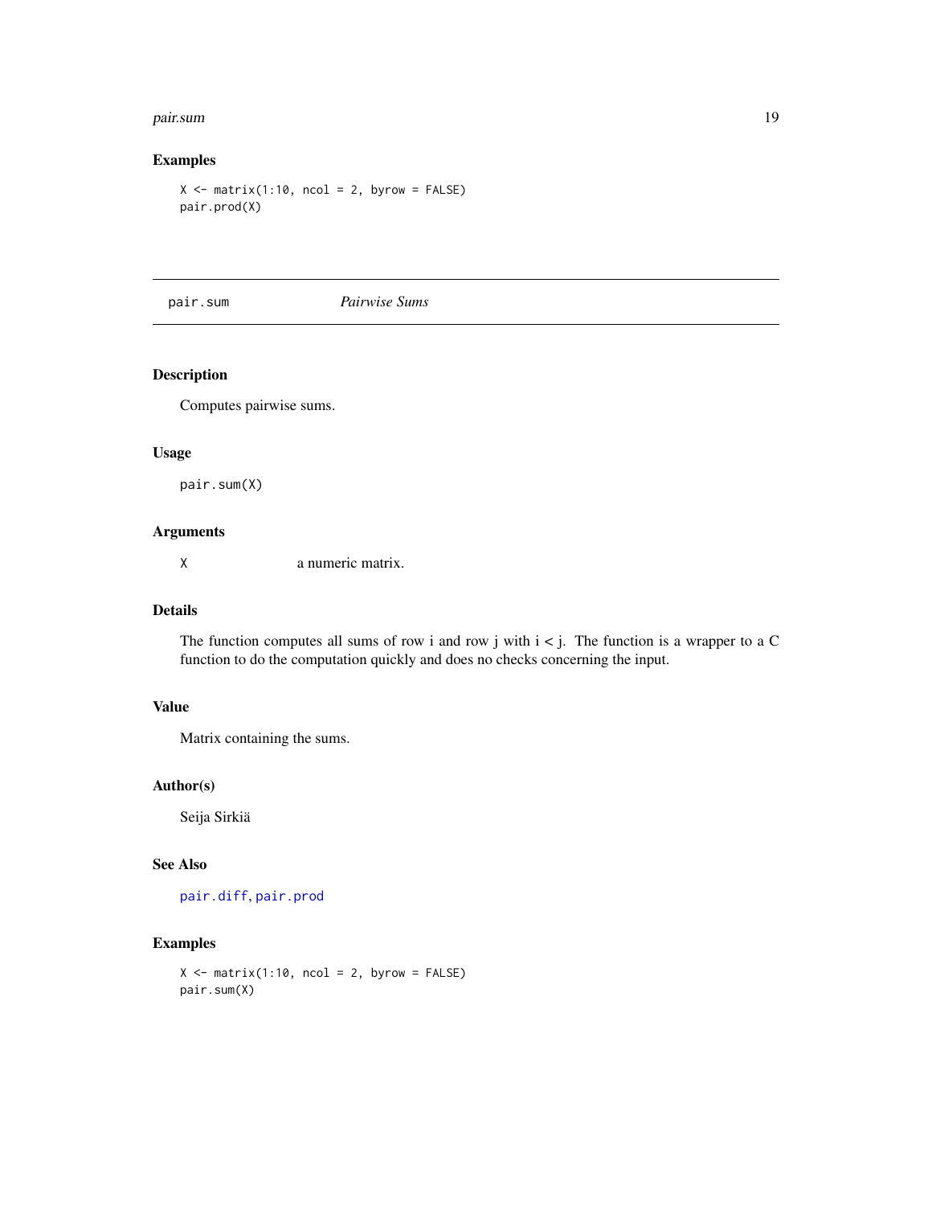### Examples

```
X <- matrix(1:10, ncol = 2, byrow = FALSE)
pair.prod(X)
```

---

## pair.sum — *Pairwise Sums*

---

### Description

Computes pairwise sums.

### Usage

```
pair.sum(X)
```

### Arguments

| | |
|---|---|
| X | a numeric matrix. |

### Details

The function computes all sums of row i and row j with i < j. The function is a wrapper to a C function to do the computation quickly and does no checks concerning the input.

### Value

Matrix containing the sums.

### Author(s)

Seija Sirkiä

### See Also

pair.diff, pair.prod

### Examples

```
X <- matrix(1:10, ncol = 2, byrow = FALSE)
pair.sum(X)
```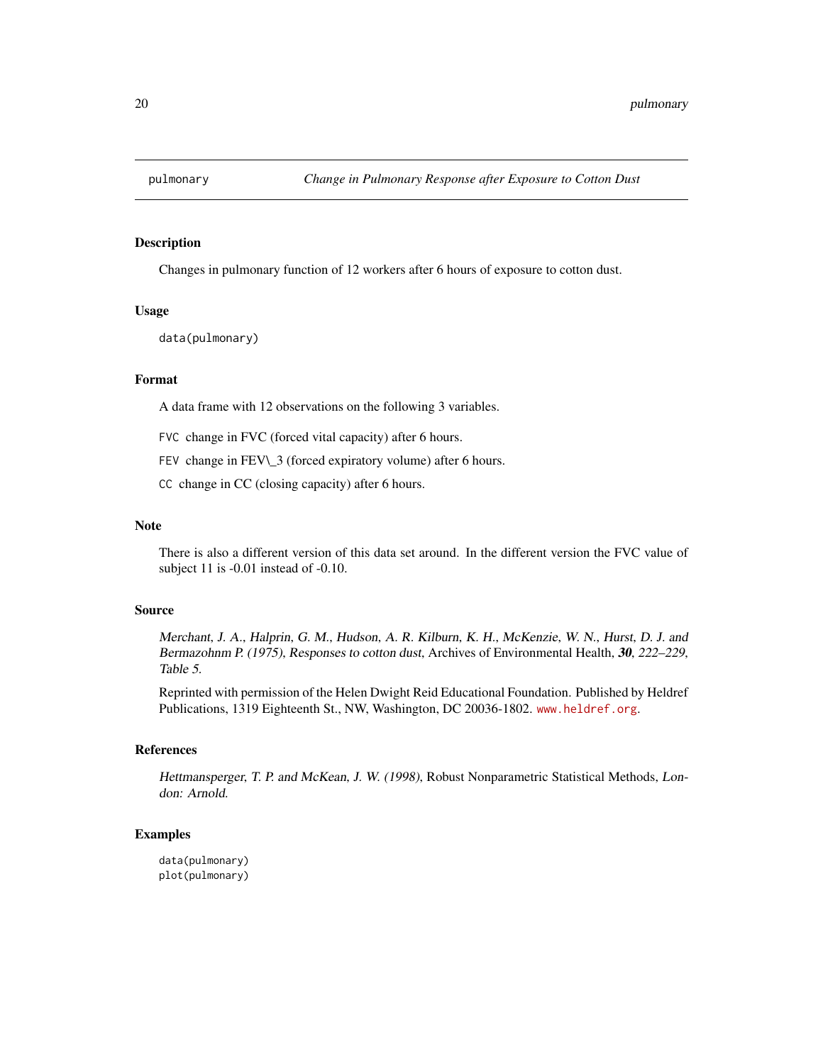`pulmonary` *Change in Pulmonary Response after Exposure to Cotton Dust*

## Description

Changes in pulmonary function of 12 workers after 6 hours of exposure to cotton dust.

## Usage

```
data(pulmonary)
```

## Format

A data frame with 12 observations on the following 3 variables.

`FVC` change in FVC (forced vital capacity) after 6 hours.

`FEV` change in FEV\_3 (forced expiratory volume) after 6 hours.

`CC` change in CC (closing capacity) after 6 hours.

## Note

There is also a different version of this data set around. In the different version the FVC value of subject 11 is -0.01 instead of -0.10.

## Source

*Merchant, J. A., Halprin, G. M., Hudson, A. R. Kilburn, K. H., McKenzie, W. N., Hurst, D. J. and Bermazohnm P. (1975), Responses to cotton dust*, Archives of Environmental Health, ***30***, *222–229, Table 5.*

Reprinted with permission of the Helen Dwight Reid Educational Foundation. Published by Heldref Publications, 1319 Eighteenth St., NW, Washington, DC 20036-1802. `www.heldref.org`.

## References

*Hettmansperger, T. P. and McKean, J. W. (1998),* Robust Nonparametric Statistical Methods, *London: Arnold.*

## Examples

```
data(pulmonary)
plot(pulmonary)
```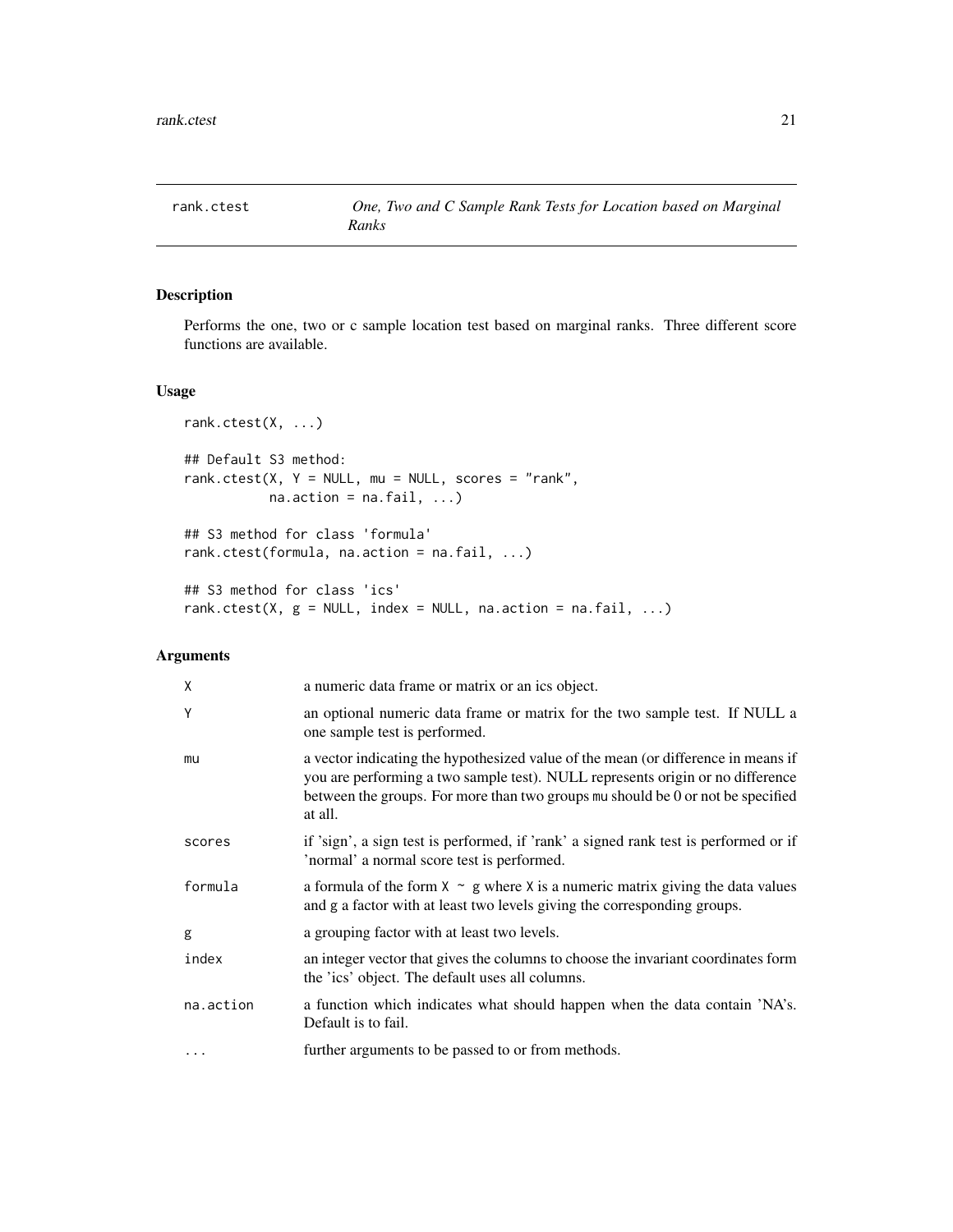rank.ctest — *One, Two and C Sample Rank Tests for Location based on Marginal Ranks*

## Description

Performs the one, two or c sample location test based on marginal ranks. Three different score functions are available.

## Usage

```
rank.ctest(X, ...)

## Default S3 method:
rank.ctest(X, Y = NULL, mu = NULL, scores = "rank",
           na.action = na.fail, ...)

## S3 method for class 'formula'
rank.ctest(formula, na.action = na.fail, ...)

## S3 method for class 'ics'
rank.ctest(X, g = NULL, index = NULL, na.action = na.fail, ...)
```

## Arguments

| | |
|---|---|
| `X` | a numeric data frame or matrix or an ics object. |
| `Y` | an optional numeric data frame or matrix for the two sample test. If NULL a one sample test is performed. |
| `mu` | a vector indicating the hypothesized value of the mean (or difference in means if you are performing a two sample test). NULL represents origin or no difference between the groups. For more than two groups `mu` should be 0 or not be specified at all. |
| `scores` | if 'sign', a sign test is performed, if 'rank' a signed rank test is performed or if 'normal' a normal score test is performed. |
| `formula` | a formula of the form `X ~ g` where `X` is a numeric matrix giving the data values and `g` a factor with at least two levels giving the corresponding groups. |
| `g` | a grouping factor with at least two levels. |
| `index` | an integer vector that gives the columns to choose the invariant coordinates form the 'ics' object. The default uses all columns. |
| `na.action` | a function which indicates what should happen when the data contain 'NA's. Default is to fail. |
| `...` | further arguments to be passed to or from methods. |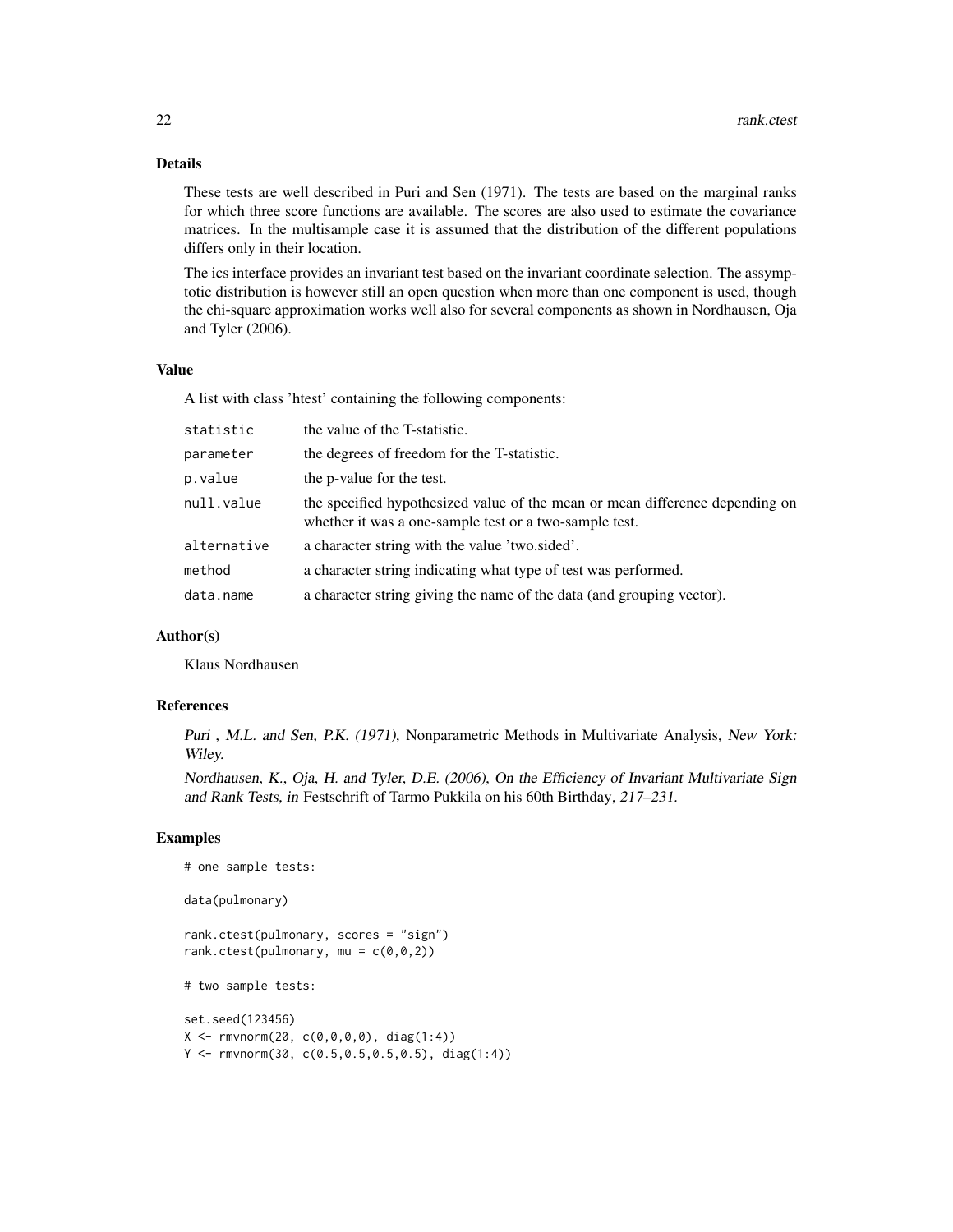## Details

These tests are well described in Puri and Sen (1971). The tests are based on the marginal ranks for which three score functions are available. The scores are also used to estimate the covariance matrices. In the multisample case it is assumed that the distribution of the different populations differs only in their location.

The ics interface provides an invariant test based on the invariant coordinate selection. The assymptotic distribution is however still an open question when more than one component is used, though the chi-square approximation works well also for several components as shown in Nordhausen, Oja and Tyler (2006).

## Value

A list with class 'htest' containing the following components:

| | |
|---|---|
| statistic | the value of the T-statistic. |
| parameter | the degrees of freedom for the T-statistic. |
| p.value | the p-value for the test. |
| null.value | the specified hypothesized value of the mean or mean difference depending on whether it was a one-sample test or a two-sample test. |
| alternative | a character string with the value 'two.sided'. |
| method | a character string indicating what type of test was performed. |
| data.name | a character string giving the name of the data (and grouping vector). |

## Author(s)

Klaus Nordhausen

## References

*Puri , M.L. and Sen, P.K. (1971)*, Nonparametric Methods in Multivariate Analysis, *New York: Wiley.*

*Nordhausen, K., Oja, H. and Tyler, D.E. (2006), On the Efficiency of Invariant Multivariate Sign and Rank Tests, in* Festschrift of Tarmo Pukkila on his 60th Birthday, *217–231.*

## Examples

```
# one sample tests:

data(pulmonary)

rank.ctest(pulmonary, scores = "sign")
rank.ctest(pulmonary, mu = c(0,0,2))

# two sample tests:

set.seed(123456)
X <- rmvnorm(20, c(0,0,0,0), diag(1:4))
Y <- rmvnorm(30, c(0.5,0.5,0.5,0.5), diag(1:4))
```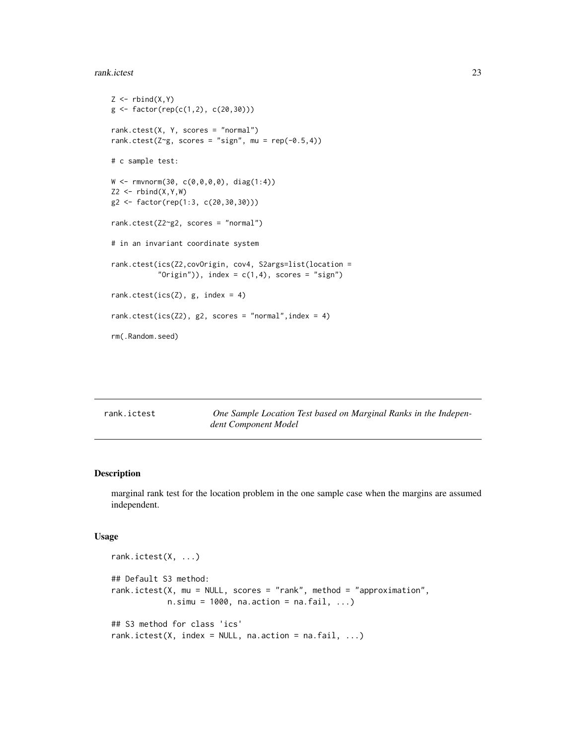```
Z <- rbind(X,Y)
g <- factor(rep(c(1,2), c(20,30)))

rank.ctest(X, Y, scores = "normal")
rank.ctest(Z~g, scores = "sign", mu = rep(-0.5,4))

# c sample test:

W <- rmvnorm(30, c(0,0,0,0), diag(1:4))
Z2 <- rbind(X,Y,W)
g2 <- factor(rep(1:3, c(20,30,30)))

rank.ctest(Z2~g2, scores = "normal")

# in an invariant coordinate system

rank.ctest(ics(Z2,covOrigin, cov4, S2args=list(location =
           "Origin")), index = c(1,4), scores = "sign")

rank.ctest(ics(Z), g, index = 4)

rank.ctest(ics(Z2), g2, scores = "normal",index = 4)

rm(.Random.seed)
```

---

## rank.ictest — *One Sample Location Test based on Marginal Ranks in the Independent Component Model*

### Description

marginal rank test for the location problem in the one sample case when the margins are assumed independent.

### Usage

```
rank.ictest(X, ...)

## Default S3 method:
rank.ictest(X, mu = NULL, scores = "rank", method = "approximation",
            n.simu = 1000, na.action = na.fail, ...)

## S3 method for class 'ics'
rank.ictest(X, index = NULL, na.action = na.fail, ...)
```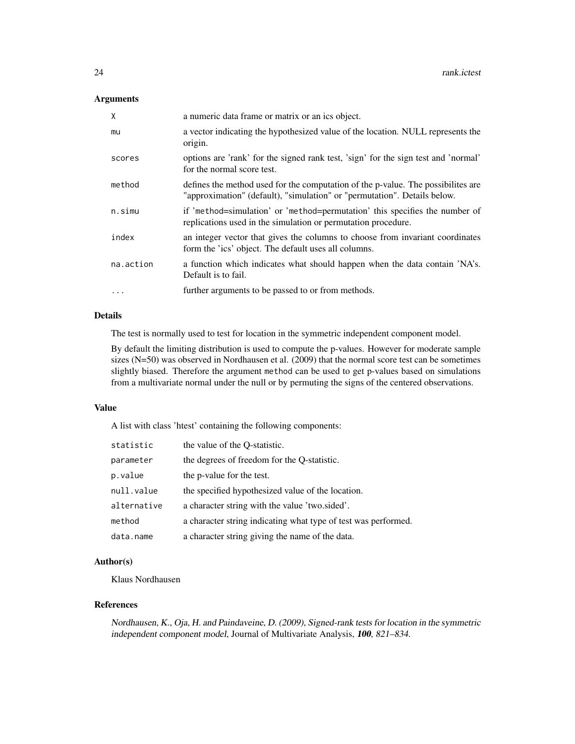## Arguments

| | |
|---|---|
| X | a numeric data frame or matrix or an ics object. |
| mu | a vector indicating the hypothesized value of the location. NULL represents the origin. |
| scores | options are 'rank' for the signed rank test, 'sign' for the sign test and 'normal' for the normal score test. |
| method | defines the method used for the computation of the p-value. The possibilites are "approximation" (default), "simulation" or "permutation". Details below. |
| n.simu | if 'method=simulation' or 'method=permutation' this specifies the number of replications used in the simulation or permutation procedure. |
| index | an integer vector that gives the columns to choose from invariant coordinates form the 'ics' object. The default uses all columns. |
| na.action | a function which indicates what should happen when the data contain 'NA's. Default is to fail. |
| ... | further arguments to be passed to or from methods. |

## Details

The test is normally used to test for location in the symmetric independent component model.

By default the limiting distribution is used to compute the p-values. However for moderate sample sizes (N=50) was observed in Nordhausen et al. (2009) that the normal score test can be sometimes slightly biased. Therefore the argument `method` can be used to get p-values based on simulations from a multivariate normal under the null or by permuting the signs of the centered observations.

## Value

A list with class 'htest' containing the following components:

| | |
|---|---|
| statistic | the value of the Q-statistic. |
| parameter | the degrees of freedom for the Q-statistic. |
| p.value | the p-value for the test. |
| null.value | the specified hypothesized value of the location. |
| alternative | a character string with the value 'two.sided'. |
| method | a character string indicating what type of test was performed. |
| data.name | a character string giving the name of the data. |

## Author(s)

Klaus Nordhausen

## References

*Nordhausen, K., Oja, H. and Paindaveine, D. (2009), Signed-rank tests for location in the symmetric independent component model*, Journal of Multivariate Analysis, ***100***, *821–834*.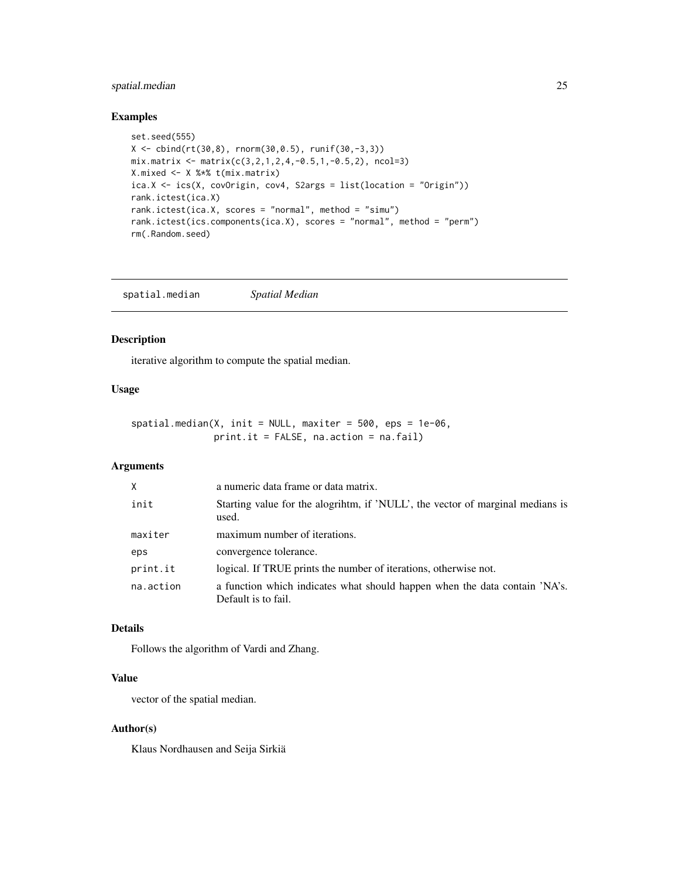### Examples

```
set.seed(555)
X <- cbind(rt(30,8), rnorm(30,0.5), runif(30,-3,3))
mix.matrix <- matrix(c(3,2,1,2,4,-0.5,1,-0.5,2), ncol=3)
X.mixed <- X %*% t(mix.matrix)
ica.X <- ics(X, covOrigin, cov4, S2args = list(location = "Origin"))
rank.ictest(ica.X)
rank.ictest(ica.X, scores = "normal", method = "simu")
rank.ictest(ics.components(ica.X), scores = "normal", method = "perm")
rm(.Random.seed)
```

---

## spatial.median *Spatial Median*

### Description

iterative algorithm to compute the spatial median.

### Usage

```
spatial.median(X, init = NULL, maxiter = 500, eps = 1e-06,
               print.it = FALSE, na.action = na.fail)
```

### Arguments

| | |
|---|---|
| X | a numeric data frame or data matrix. |
| init | Starting value for the alogrihtm, if 'NULL', the vector of marginal medians is used. |
| maxiter | maximum number of iterations. |
| eps | convergence tolerance. |
| print.it | logical. If TRUE prints the number of iterations, otherwise not. |
| na.action | a function which indicates what should happen when the data contain 'NA's. Default is to fail. |

### Details

Follows the algorithm of Vardi and Zhang.

### Value

vector of the spatial median.

### Author(s)

Klaus Nordhausen and Seija Sirkiä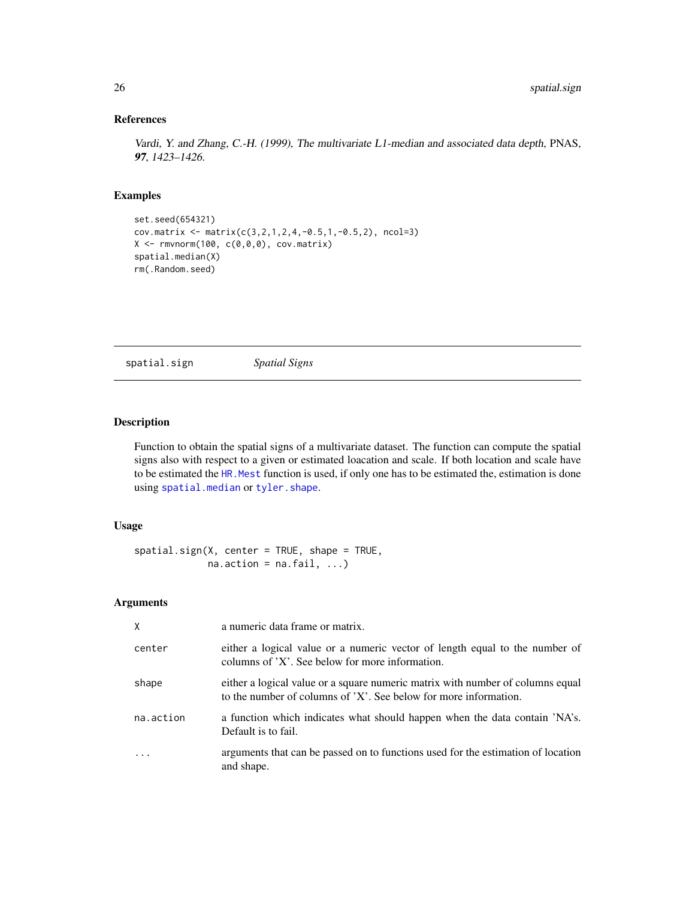### References

*Vardi, Y. and Zhang, C.-H. (1999), The multivariate L1-median and associated data depth,* PNAS, ***97****, 1423–1426.*

### Examples

```
set.seed(654321)
cov.matrix <- matrix(c(3,2,1,2,4,-0.5,1,-0.5,2), ncol=3)
X <- rmvnorm(100, c(0,0,0), cov.matrix)
spatial.median(X)
rm(.Random.seed)
```

---

## spatial.sign *Spatial Signs*

---

### Description

Function to obtain the spatial signs of a multivariate dataset. The function can compute the spatial signs also with respect to a given or estimated loacation and scale. If both location and scale have to be estimated the `HR.Mest` function is used, if only one has to be estimated the, estimation is done using `spatial.median` or `tyler.shape`.

### Usage

```
spatial.sign(X, center = TRUE, shape = TRUE,
             na.action = na.fail, ...)
```

### Arguments

| | |
|---|---|
| `X` | a numeric data frame or matrix. |
| `center` | either a logical value or a numeric vector of length equal to the number of columns of 'X'. See below for more information. |
| `shape` | either a logical value or a square numeric matrix with number of columns equal to the number of columns of 'X'. See below for more information. |
| `na.action` | a function which indicates what should happen when the data contain 'NA's. Default is to fail. |
| `...` | arguments that can be passed on to functions used for the estimation of location and shape. |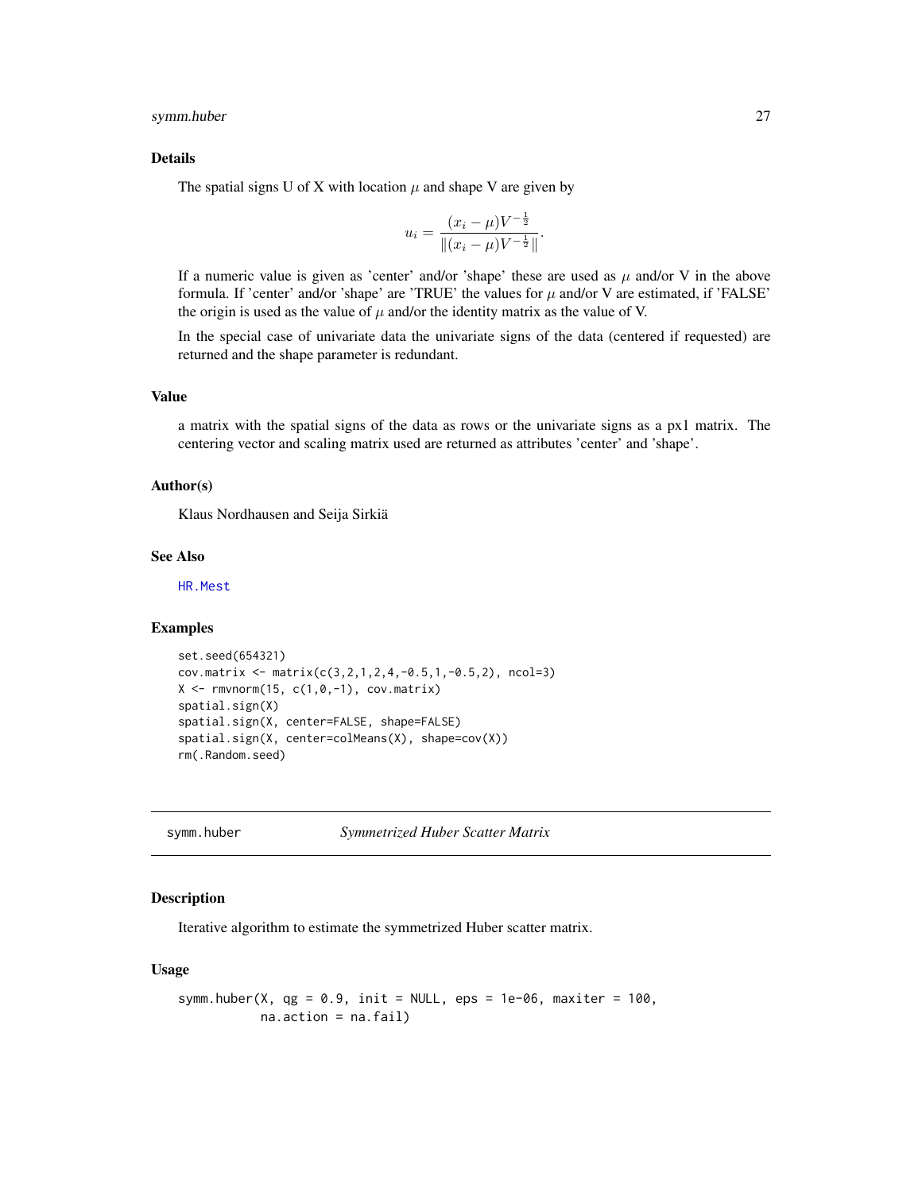## Details

The spatial signs U of X with location $\mu$ and shape V are given by

$$u_i = \frac{(x_i - \mu)V^{-\frac{1}{2}}}{\|(x_i - \mu)V^{-\frac{1}{2}}\|}.$$

If a numeric value is given as 'center' and/or 'shape' these are used as $\mu$ and/or V in the above formula. If 'center' and/or 'shape' are 'TRUE' the values for $\mu$ and/or V are estimated, if 'FALSE' the origin is used as the value of $\mu$ and/or the identity matrix as the value of V.

In the special case of univariate data the univariate signs of the data (centered if requested) are returned and the shape parameter is redundant.

## Value

a matrix with the spatial signs of the data as rows or the univariate signs as a px1 matrix. The centering vector and scaling matrix used are returned as attributes 'center' and 'shape'.

## Author(s)

Klaus Nordhausen and Seija Sirkiä

## See Also

HR.Mest

## Examples

```
set.seed(654321)
cov.matrix <- matrix(c(3,2,1,2,4,-0.5,1,-0.5,2), ncol=3)
X <- rmvnorm(15, c(1,0,-1), cov.matrix)
spatial.sign(X)
spatial.sign(X, center=FALSE, shape=FALSE)
spatial.sign(X, center=colMeans(X), shape=cov(X))
rm(.Random.seed)
```

---

# symm.huber — *Symmetrized Huber Scatter Matrix*

## Description

Iterative algorithm to estimate the symmetrized Huber scatter matrix.

## Usage

```
symm.huber(X, qg = 0.9, init = NULL, eps = 1e-06, maxiter = 100,
           na.action = na.fail)
```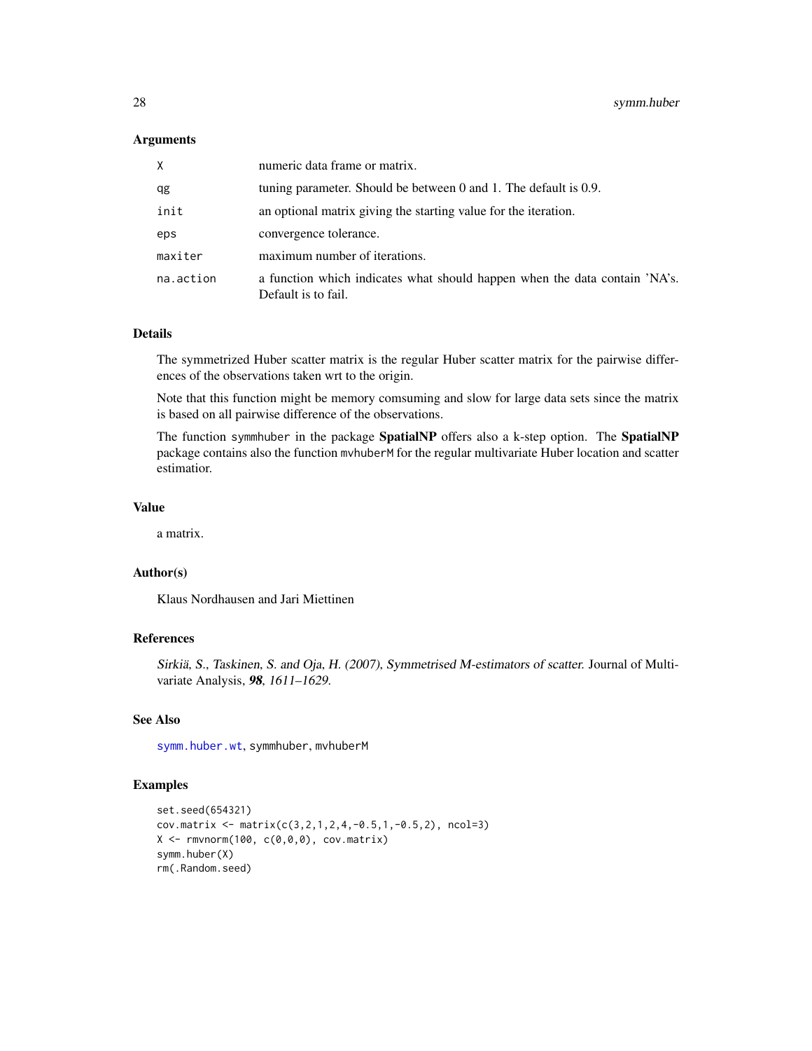### Arguments

| | |
|---|---|
| X | numeric data frame or matrix. |
| qg | tuning parameter. Should be between 0 and 1. The default is 0.9. |
| init | an optional matrix giving the starting value for the iteration. |
| eps | convergence tolerance. |
| maxiter | maximum number of iterations. |
| na.action | a function which indicates what should happen when the data contain 'NA's. Default is to fail. |

### Details

The symmetrized Huber scatter matrix is the regular Huber scatter matrix for the pairwise differences of the observations taken wrt to the origin.

Note that this function might be memory comsuming and slow for large data sets since the matrix is based on all pairwise difference of the observations.

The function `symmhuber` in the package **SpatialNP** offers also a k-step option. The **SpatialNP** package contains also the function `mvhuberM` for the regular multivariate Huber location and scatter estimatior.

### Value

a matrix.

### Author(s)

Klaus Nordhausen and Jari Miettinen

### References

*Sirkiä, S., Taskinen, S. and Oja, H. (2007), Symmetrised M-estimators of scatter.* Journal of Multivariate Analysis, ***98***, *1611–1629.*

### See Also

`symm.huber.wt`, `symmhuber`, `mvhuberM`

### Examples

```
set.seed(654321)
cov.matrix <- matrix(c(3,2,1,2,4,-0.5,1,-0.5,2), ncol=3)
X <- rmvnorm(100, c(0,0,0), cov.matrix)
symm.huber(X)
rm(.Random.seed)
```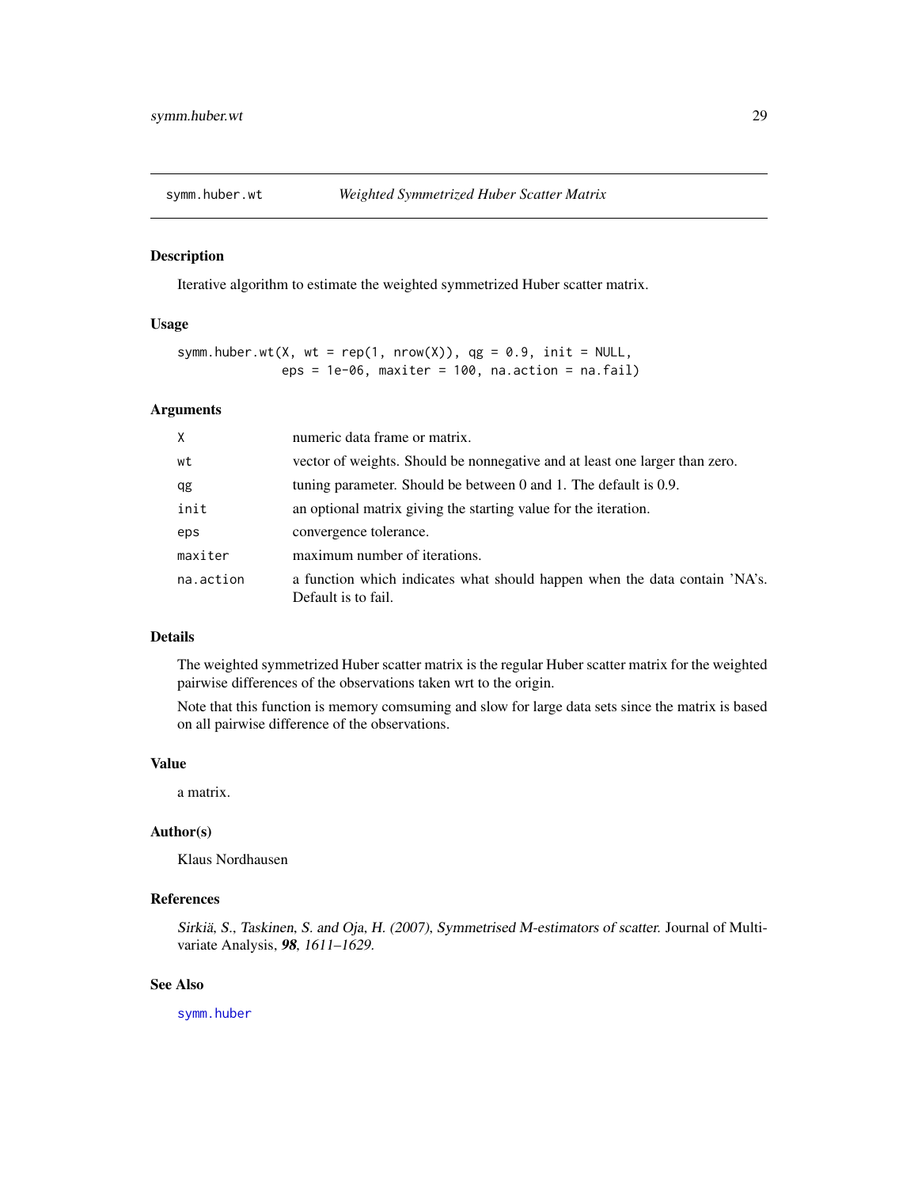## symm.huber.wt — *Weighted Symmetrized Huber Scatter Matrix*

### Description

Iterative algorithm to estimate the weighted symmetrized Huber scatter matrix.

### Usage

```
symm.huber.wt(X, wt = rep(1, nrow(X)), qg = 0.9, init = NULL,
              eps = 1e-06, maxiter = 100, na.action = na.fail)
```

### Arguments

| | |
|---|---|
| `X` | numeric data frame or matrix. |
| `wt` | vector of weights. Should be nonnegative and at least one larger than zero. |
| `qg` | tuning parameter. Should be between 0 and 1. The default is 0.9. |
| `init` | an optional matrix giving the starting value for the iteration. |
| `eps` | convergence tolerance. |
| `maxiter` | maximum number of iterations. |
| `na.action` | a function which indicates what should happen when the data contain 'NA's. Default is to fail. |

### Details

The weighted symmetrized Huber scatter matrix is the regular Huber scatter matrix for the weighted pairwise differences of the observations taken wrt to the origin.

Note that this function is memory comsuming and slow for large data sets since the matrix is based on all pairwise difference of the observations.

### Value

a matrix.

### Author(s)

Klaus Nordhausen

### References

*Sirkiä, S., Taskinen, S. and Oja, H. (2007), Symmetrised M-estimators of scatter.* Journal of Multivariate Analysis, ***98****, 1611–1629.*

### See Also

`symm.huber`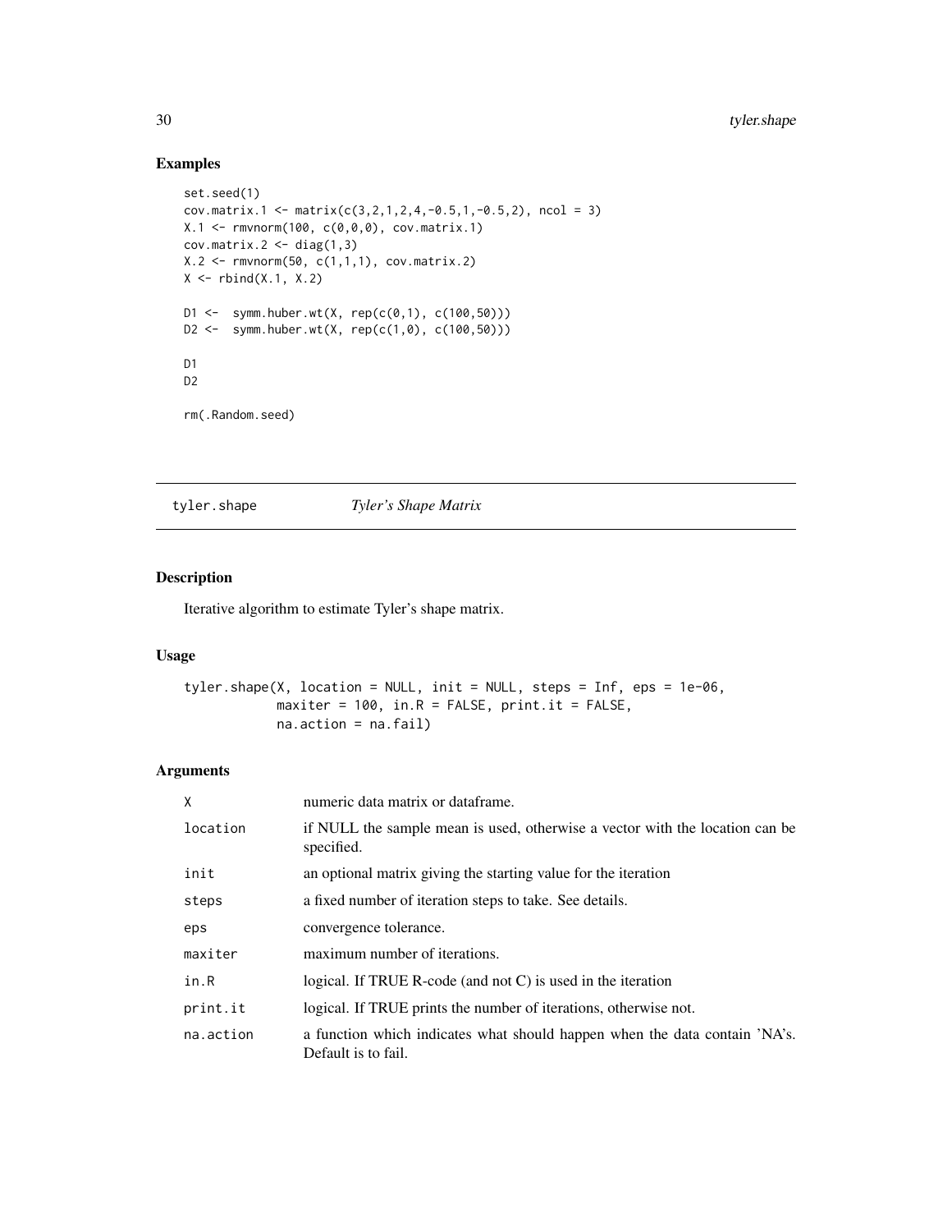## Examples

```
set.seed(1)
cov.matrix.1 <- matrix(c(3,2,1,2,4,-0.5,1,-0.5,2), ncol = 3)
X.1 <- rmvnorm(100, c(0,0,0), cov.matrix.1)
cov.matrix.2 <- diag(1,3)
X.2 <- rmvnorm(50, c(1,1,1), cov.matrix.2)
X <- rbind(X.1, X.2)

D1 <-  symm.huber.wt(X, rep(c(0,1), c(100,50)))
D2 <-  symm.huber.wt(X, rep(c(1,0), c(100,50)))

D1
D2

rm(.Random.seed)
```

---

# tyler.shape &nbsp;&nbsp;&nbsp;&nbsp; *Tyler's Shape Matrix*

---

## Description

Iterative algorithm to estimate Tyler's shape matrix.

## Usage

```
tyler.shape(X, location = NULL, init = NULL, steps = Inf, eps = 1e-06,
            maxiter = 100, in.R = FALSE, print.it = FALSE,
            na.action = na.fail)
```

## Arguments

| | |
|---|---|
| X | numeric data matrix or dataframe. |
| location | if NULL the sample mean is used, otherwise a vector with the location can be specified. |
| init | an optional matrix giving the starting value for the iteration |
| steps | a fixed number of iteration steps to take. See details. |
| eps | convergence tolerance. |
| maxiter | maximum number of iterations. |
| in.R | logical. If TRUE R-code (and not C) is used in the iteration |
| print.it | logical. If TRUE prints the number of iterations, otherwise not. |
| na.action | a function which indicates what should happen when the data contain 'NA's. Default is to fail. |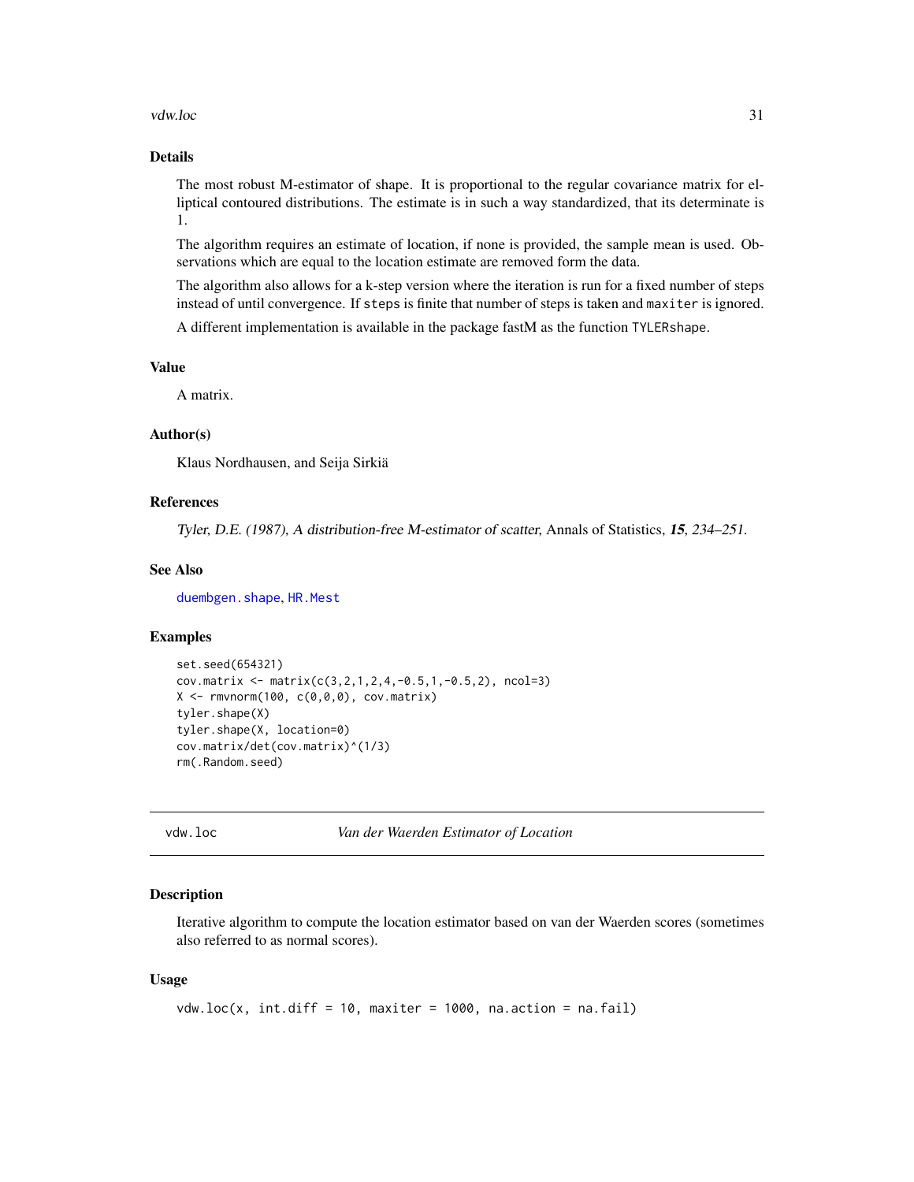## Details

The most robust M-estimator of shape. It is proportional to the regular covariance matrix for elliptical contoured distributions. The estimate is in such a way standardized, that its determinate is 1.

The algorithm requires an estimate of location, if none is provided, the sample mean is used. Observations which are equal to the location estimate are removed form the data.

The algorithm also allows for a k-step version where the iteration is run for a fixed number of steps instead of until convergence. If `steps` is finite that number of steps is taken and `maxiter` is ignored.

A different implementation is available in the package fastM as the function `TYLERshape`.

## Value

A matrix.

## Author(s)

Klaus Nordhausen, and Seija Sirkiä

## References

*Tyler, D.E. (1987), A distribution-free M-estimator of scatter,* Annals of Statistics, ***15***, *234–251.*

## See Also

`duembgen.shape`, `HR.Mest`

## Examples

```
set.seed(654321)
cov.matrix <- matrix(c(3,2,1,2,4,-0.5,1,-0.5,2), ncol=3)
X <- rmvnorm(100, c(0,0,0), cov.matrix)
tyler.shape(X)
tyler.shape(X, location=0)
cov.matrix/det(cov.matrix)^(1/3)
rm(.Random.seed)
```

---

# vdw.loc — *Van der Waerden Estimator of Location*

## Description

Iterative algorithm to compute the location estimator based on van der Waerden scores (sometimes also referred to as normal scores).

## Usage

```
vdw.loc(x, int.diff = 10, maxiter = 1000, na.action = na.fail)
```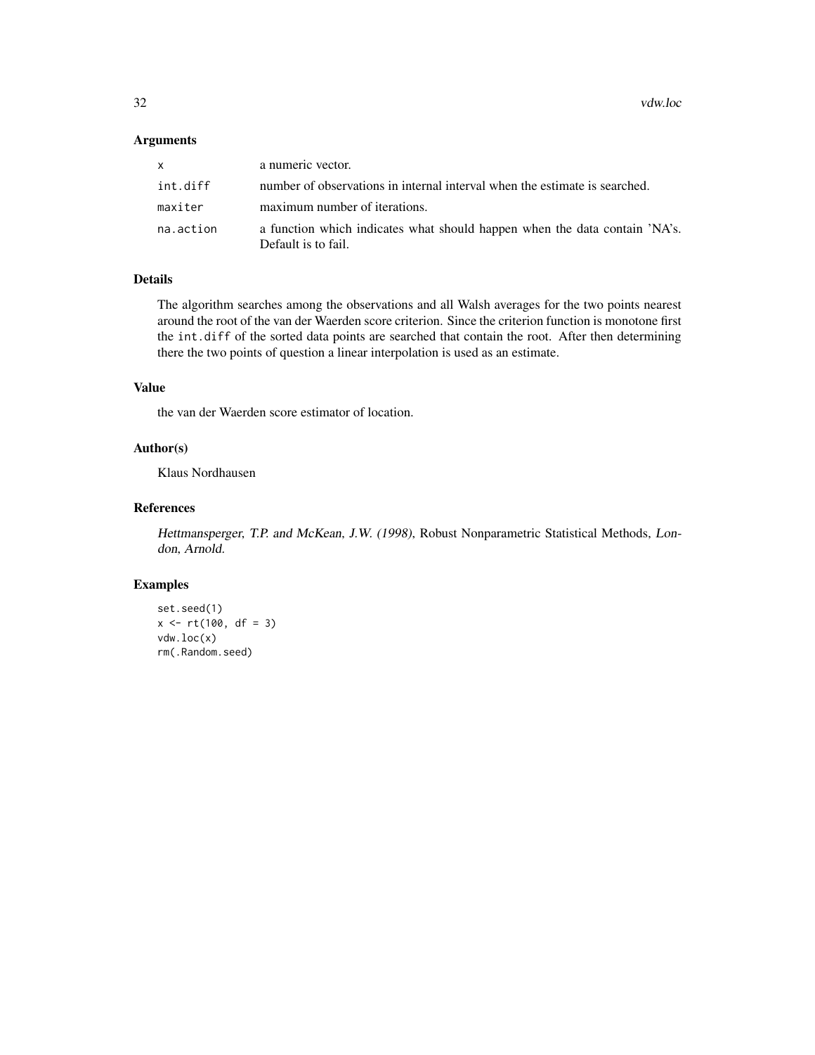### Arguments

| | |
|---|---|
| `x` | a numeric vector. |
| `int.diff` | number of observations in internal interval when the estimate is searched. |
| `maxiter` | maximum number of iterations. |
| `na.action` | a function which indicates what should happen when the data contain 'NA's. Default is to fail. |

### Details

The algorithm searches among the observations and all Walsh averages for the two points nearest around the root of the van der Waerden score criterion. Since the criterion function is monotone first the `int.diff` of the sorted data points are searched that contain the root. After then determining there the two points of question a linear interpolation is used as an estimate.

### Value

the van der Waerden score estimator of location.

### Author(s)

Klaus Nordhausen

### References

*Hettmansperger, T.P. and McKean, J.W. (1998)*, Robust Nonparametric Statistical Methods, *London, Arnold.*

### Examples

```
set.seed(1)
x <- rt(100, df = 3)
vdw.loc(x)
rm(.Random.seed)
```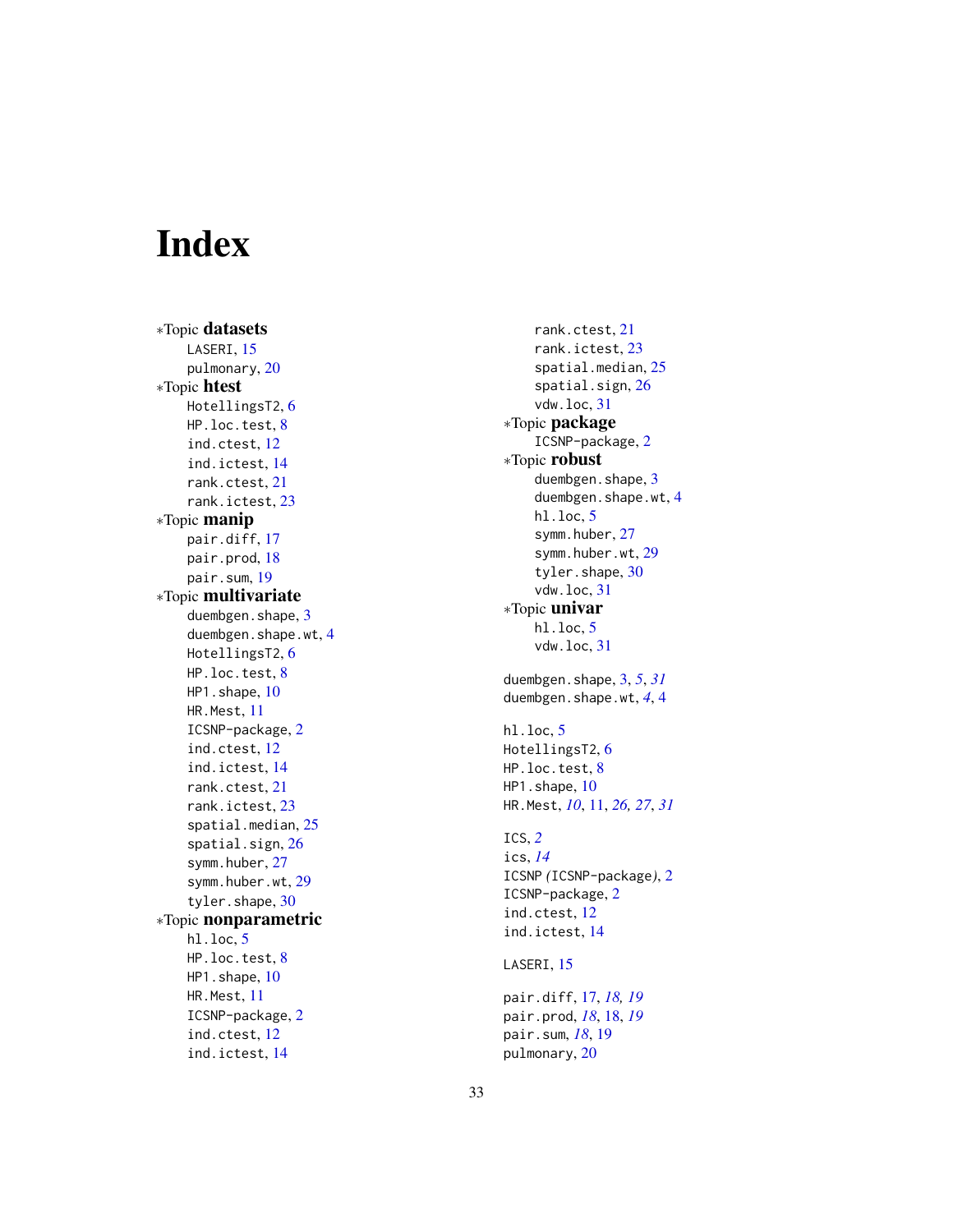# Index

*Topic **datasets**
- LASERI, 15
- pulmonary, 20

*Topic **htest**
- HotellingsT2, 6
- HP.loc.test, 8
- ind.ctest, 12
- ind.ictest, 14
- rank.ctest, 21
- rank.ictest, 23

*Topic **manip**
- pair.diff, 17
- pair.prod, 18
- pair.sum, 19

*Topic **multivariate**
- duembgen.shape, 3
- duembgen.shape.wt, 4
- HotellingsT2, 6
- HP.loc.test, 8
- HP1.shape, 10
- HR.Mest, 11
- ICSNP-package, 2
- ind.ctest, 12
- ind.ictest, 14
- rank.ctest, 21
- rank.ictest, 23
- spatial.median, 25
- spatial.sign, 26
- symm.huber, 27
- symm.huber.wt, 29
- tyler.shape, 30

*Topic **nonparametric**
- hl.loc, 5
- HP.loc.test, 8
- HP1.shape, 10
- HR.Mest, 11
- ICSNP-package, 2
- ind.ctest, 12
- ind.ictest, 14
- rank.ctest, 21
- rank.ictest, 23
- spatial.median, 25
- spatial.sign, 26
- vdw.loc, 31

*Topic **package**
- ICSNP-package, 2

*Topic **robust**
- duembgen.shape, 3
- duembgen.shape.wt, 4
- hl.loc, 5
- symm.huber, 27
- symm.huber.wt, 29
- tyler.shape, 30
- vdw.loc, 31

*Topic **univar**
- hl.loc, 5
- vdw.loc, 31

duembgen.shape, 3, *5*, *31*
duembgen.shape.wt, *4*, 4

hl.loc, 5
HotellingsT2, 6
HP.loc.test, 8
HP1.shape, 10
HR.Mest, *10*, 11, *26, 27*, *31*

ICS, *2*
ics, *14*
ICSNP *(*ICSNP-package*)*, 2
ICSNP-package, 2
ind.ctest, 12
ind.ictest, 14

LASERI, 15

pair.diff, 17, *18, 19*
pair.prod, *18*, 18, *19*
pair.sum, *18*, 19
pulmonary, 20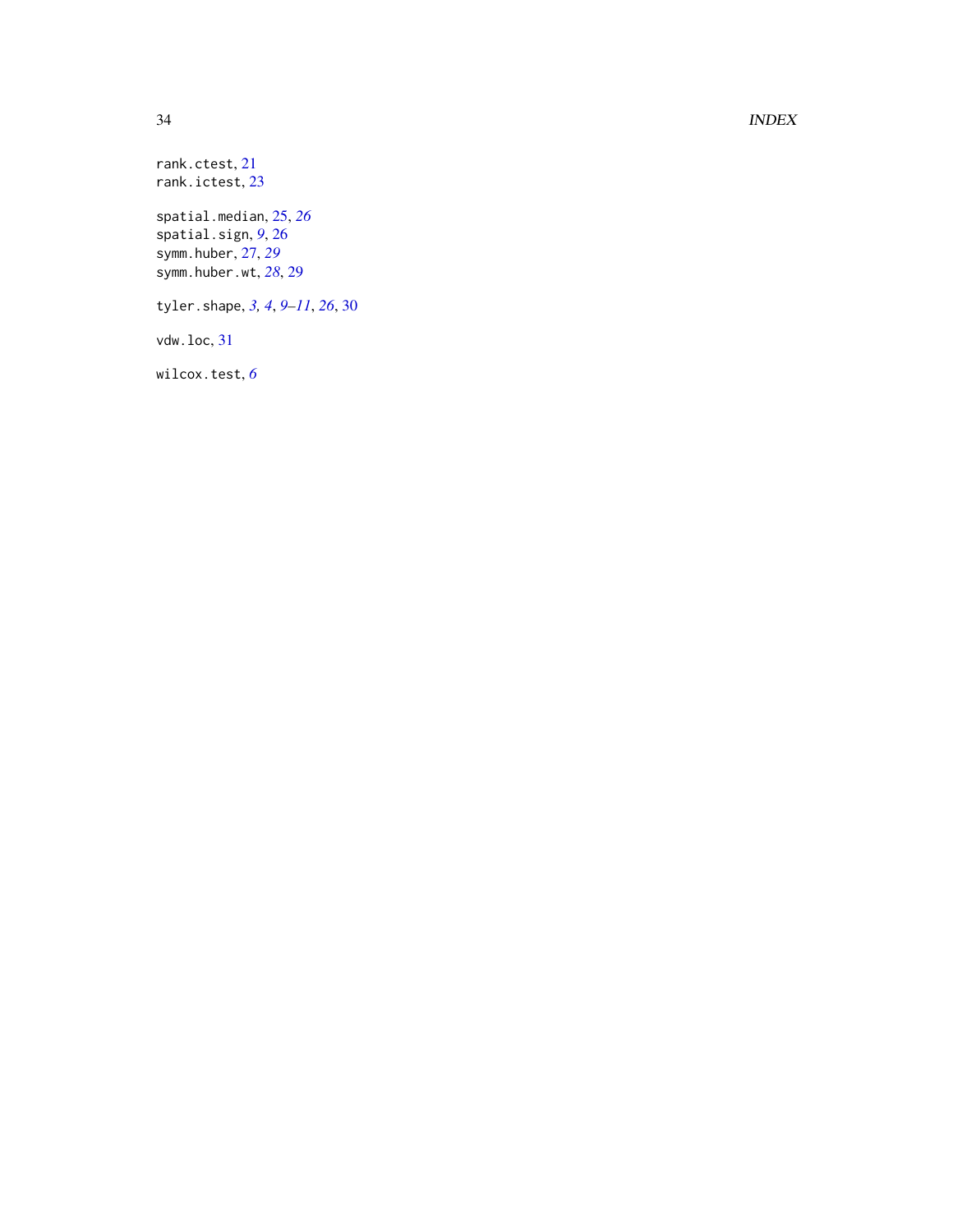rank.ctest, 21
rank.ictest, 23

spatial.median, 25, *26*
spatial.sign, *9*, 26
symm.huber, 27, *29*
symm.huber.wt, *28*, 29

tyler.shape, *3, 4*, *9–11*, *26*, 30

vdw.loc, 31

wilcox.test, *6*